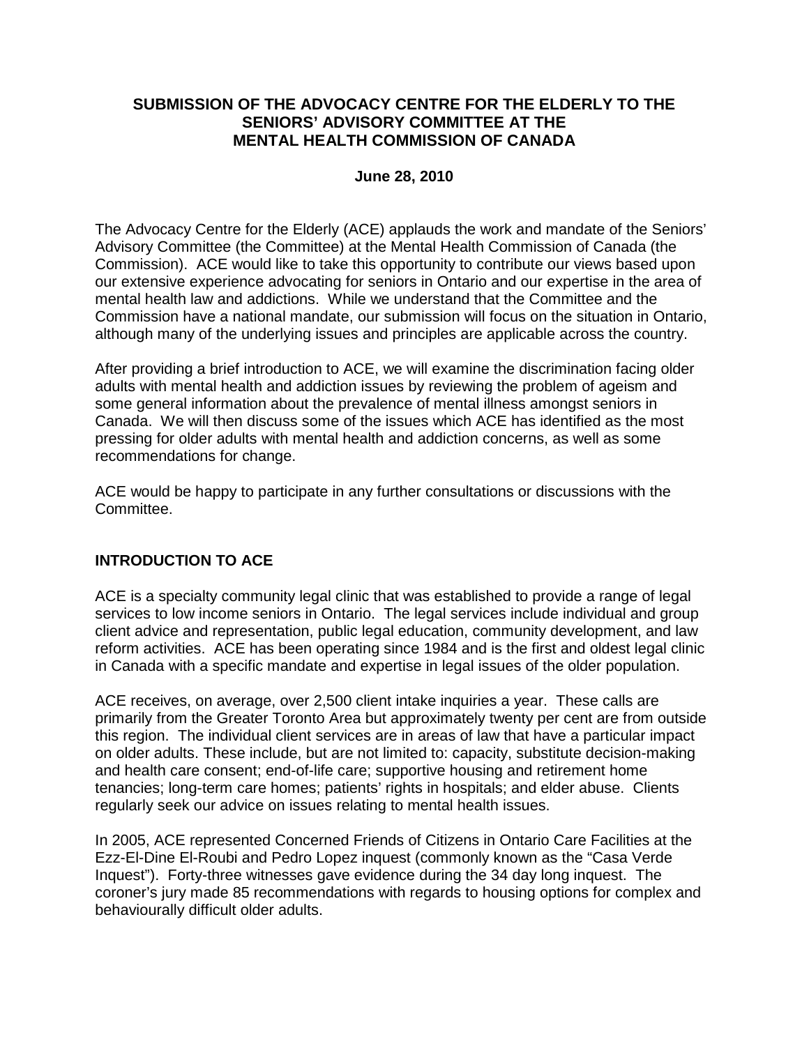# SUBMISSION OF THE ADVOCACY CENTRE FOR THE ELDERLY TO THE SENIORS' ADVISORY COMMITTEE AT THE MENTAL HEALTH COMMISSION OF CANADA

**June 28, 2010**

The Advocacy Centre for the Elderly (ACE) applauds the work and mandate of the Seniors' Advisory Committee (the Committee) at the Mental Health Commission of Canada (the Commission). ACE would like to take this opportunity to contribute our views based upon our extensive experience advocating for seniors in Ontario and our expertise in the area of mental health law and addictions. While we understand that the Committee and the Commission have a national mandate, our submission will focus on the situation in Ontario, although many of the underlying issues and principles are applicable across the country.

After providing a brief introduction to ACE, we will examine the discrimination facing older adults with mental health and addiction issues by reviewing the problem of ageism and some general information about the prevalence of mental illness amongst seniors in Canada. We will then discuss some of the issues which ACE has identified as the most pressing for older adults with mental health and addiction concerns, as well as some recommendations for change.

ACE would be happy to participate in any further consultations or discussions with the Committee.

## INTRODUCTION TO ACE

ACE is a specialty community legal clinic that was established to provide a range of legal services to low income seniors in Ontario. The legal services include individual and group client advice and representation, public legal education, community development, and law reform activities. ACE has been operating since 1984 and is the first and oldest legal clinic in Canada with a specific mandate and expertise in legal issues of the older population.

ACE receives, on average, over 2,500 client intake inquiries a year. These calls are primarily from the Greater Toronto Area but approximately twenty per cent are from outside this region. The individual client services are in areas of law that have a particular impact on older adults. These include, but are not limited to: capacity, substitute decision-making and health care consent; end-of-life care; supportive housing and retirement home tenancies; long-term care homes; patients' rights in hospitals; and elder abuse. Clients regularly seek our advice on issues relating to mental health issues.

In 2005, ACE represented Concerned Friends of Citizens in Ontario Care Facilities at the Ezz-El-Dine El-Roubi and Pedro Lopez inquest (commonly known as the "Casa Verde Inquest"). Forty-three witnesses gave evidence during the 34 day long inquest. The coroner's jury made 85 recommendations with regards to housing options for complex and behaviourally difficult older adults.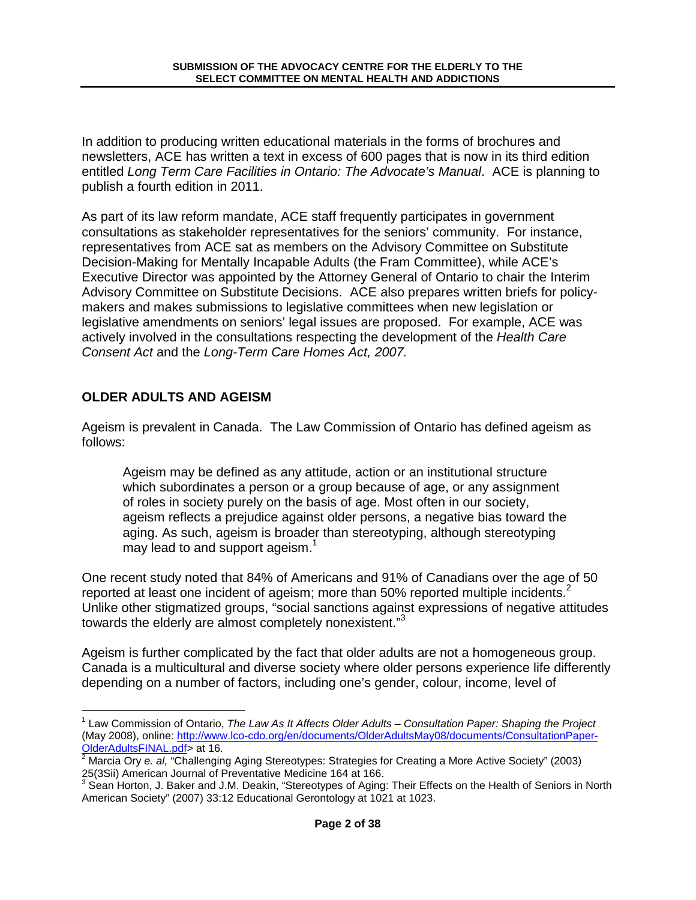In addition to producing written educational materials in the forms of brochures and newsletters, ACE has written a text in excess of 600 pages that is now in its third edition entitled *Long Term Care Facilities in Ontario: The Advocate's Manual*. ACE is planning to publish a fourth edition in 2011.

As part of its law reform mandate, ACE staff frequently participates in government consultations as stakeholder representatives for the seniors' community. For instance, representatives from ACE sat as members on the Advisory Committee on Substitute Decision-Making for Mentally Incapable Adults (the Fram Committee), while ACE's Executive Director was appointed by the Attorney General of Ontario to chair the Interim Advisory Committee on Substitute Decisions. ACE also prepares written briefs for policy-makers and makes submissions to legislative committees when new legislation or legislative amendments on seniors' legal issues are proposed. For example, ACE was actively involved in the consultations respecting the development of the *Health Care Consent Act* and the *Long-Term Care Homes Act, 2007.*

## OLDER ADULTS AND AGEISM

Ageism is prevalent in Canada. The Law Commission of Ontario has defined ageism as follows:

> Ageism may be defined as any attitude, action or an institutional structure which subordinates a person or a group because of age, or any assignment of roles in society purely on the basis of age. Most often in our society, ageism reflects a prejudice against older persons, a negative bias toward the aging. As such, ageism is broader than stereotyping, although stereotyping may lead to and support ageism.[1]

One recent study noted that 84% of Americans and 91% of Canadians over the age of 50 reported at least one incident of ageism; more than 50% reported multiple incidents.[2] Unlike other stigmatized groups, "social sanctions against expressions of negative attitudes towards the elderly are almost completely nonexistent."[3]

Ageism is further complicated by the fact that older adults are not a homogeneous group. Canada is a multicultural and diverse society where older persons experience life differently depending on a number of factors, including one's gender, colour, income, level of

---

[1] Law Commission of Ontario, *The Law As It Affects Older Adults – Consultation Paper: Shaping the Project* (May 2008), online: <http://www.lco-cdo.org/en/documents/OlderAdultsMay08/documents/ConsultationPaper-OlderAdultsFINAL.pdf> at 16.

[2] Marcia Ory *e. al,* "Challenging Aging Stereotypes: Strategies for Creating a More Active Society" (2003) 25(3Sii) American Journal of Preventative Medicine 164 at 166.

[3] Sean Horton, J. Baker and J.M. Deakin, "Stereotypes of Aging: Their Effects on the Health of Seniors in North American Society" (2007) 33:12 Educational Gerontology at 1021 at 1023.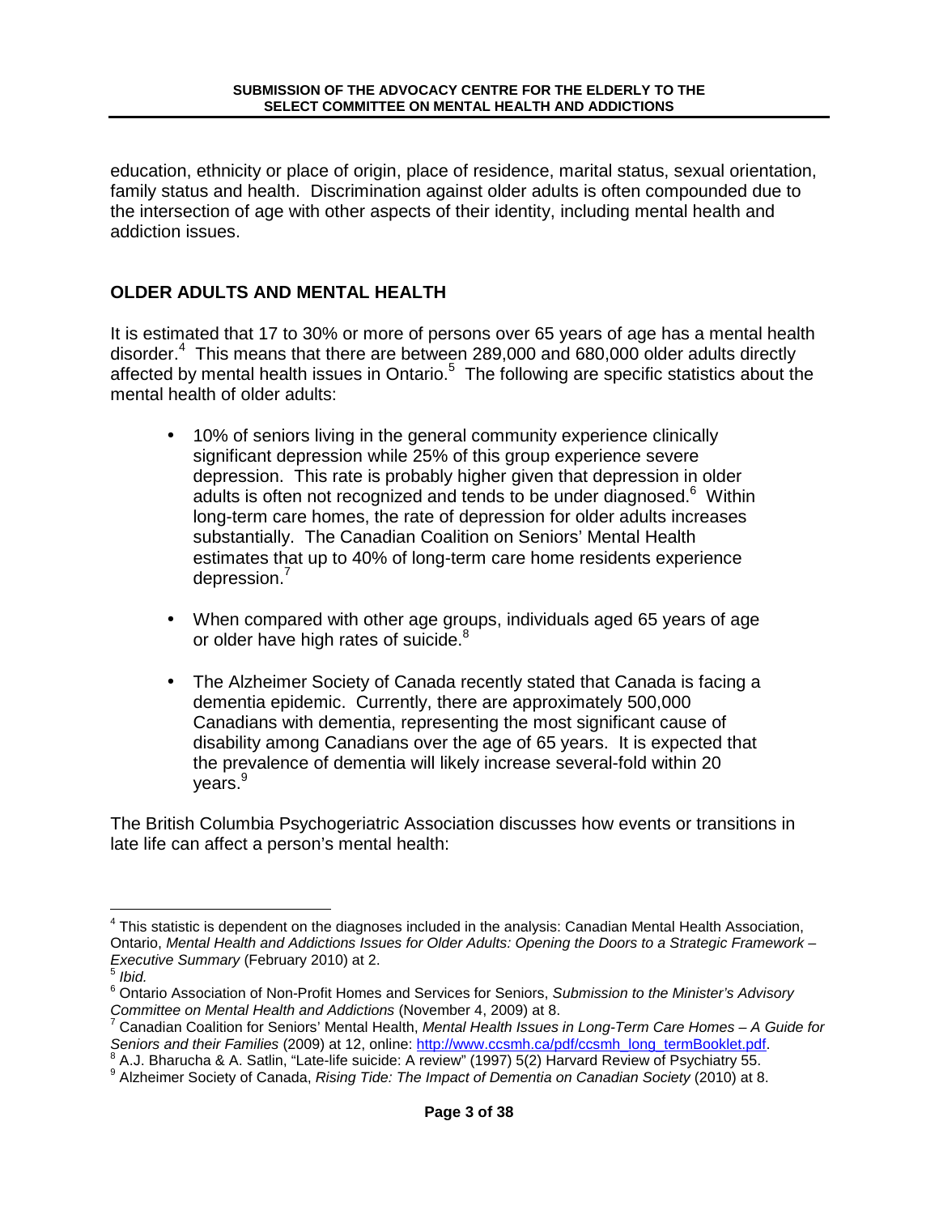education, ethnicity or place of origin, place of residence, marital status, sexual orientation, family status and health. Discrimination against older adults is often compounded due to the intersection of age with other aspects of their identity, including mental health and addiction issues.

## OLDER ADULTS AND MENTAL HEALTH

It is estimated that 17 to 30% or more of persons over 65 years of age has a mental health disorder.[4] This means that there are between 289,000 and 680,000 older adults directly affected by mental health issues in Ontario.[5] The following are specific statistics about the mental health of older adults:

- 10% of seniors living in the general community experience clinically significant depression while 25% of this group experience severe depression. This rate is probably higher given that depression in older adults is often not recognized and tends to be under diagnosed.[6] Within long-term care homes, the rate of depression for older adults increases substantially. The Canadian Coalition on Seniors' Mental Health estimates that up to 40% of long-term care home residents experience depression.[7]

- When compared with other age groups, individuals aged 65 years of age or older have high rates of suicide.[8]

- The Alzheimer Society of Canada recently stated that Canada is facing a dementia epidemic. Currently, there are approximately 500,000 Canadians with dementia, representing the most significant cause of disability among Canadians over the age of 65 years. It is expected that the prevalence of dementia will likely increase several-fold within 20 years.[9]

The British Columbia Psychogeriatric Association discusses how events or transitions in late life can affect a person's mental health:

---

[4] This statistic is dependent on the diagnoses included in the analysis: Canadian Mental Health Association, Ontario, *Mental Health and Addictions Issues for Older Adults: Opening the Doors to a Strategic Framework – Executive Summary* (February 2010) at 2.

[5] *Ibid.*

[6] Ontario Association of Non-Profit Homes and Services for Seniors, *Submission to the Minister's Advisory Committee on Mental Health and Addictions* (November 4, 2009) at 8.

[7] Canadian Coalition for Seniors' Mental Health, *Mental Health Issues in Long-Term Care Homes – A Guide for Seniors and their Families* (2009) at 12, online: http://www.ccsmh.ca/pdf/ccsmh_long_termBooklet.pdf.

[8] A.J. Bharucha & A. Satlin, "Late-life suicide: A review" (1997) 5(2) Harvard Review of Psychiatry 55.

[9] Alzheimer Society of Canada, *Rising Tide: The Impact of Dementia on Canadian Society* (2010) at 8.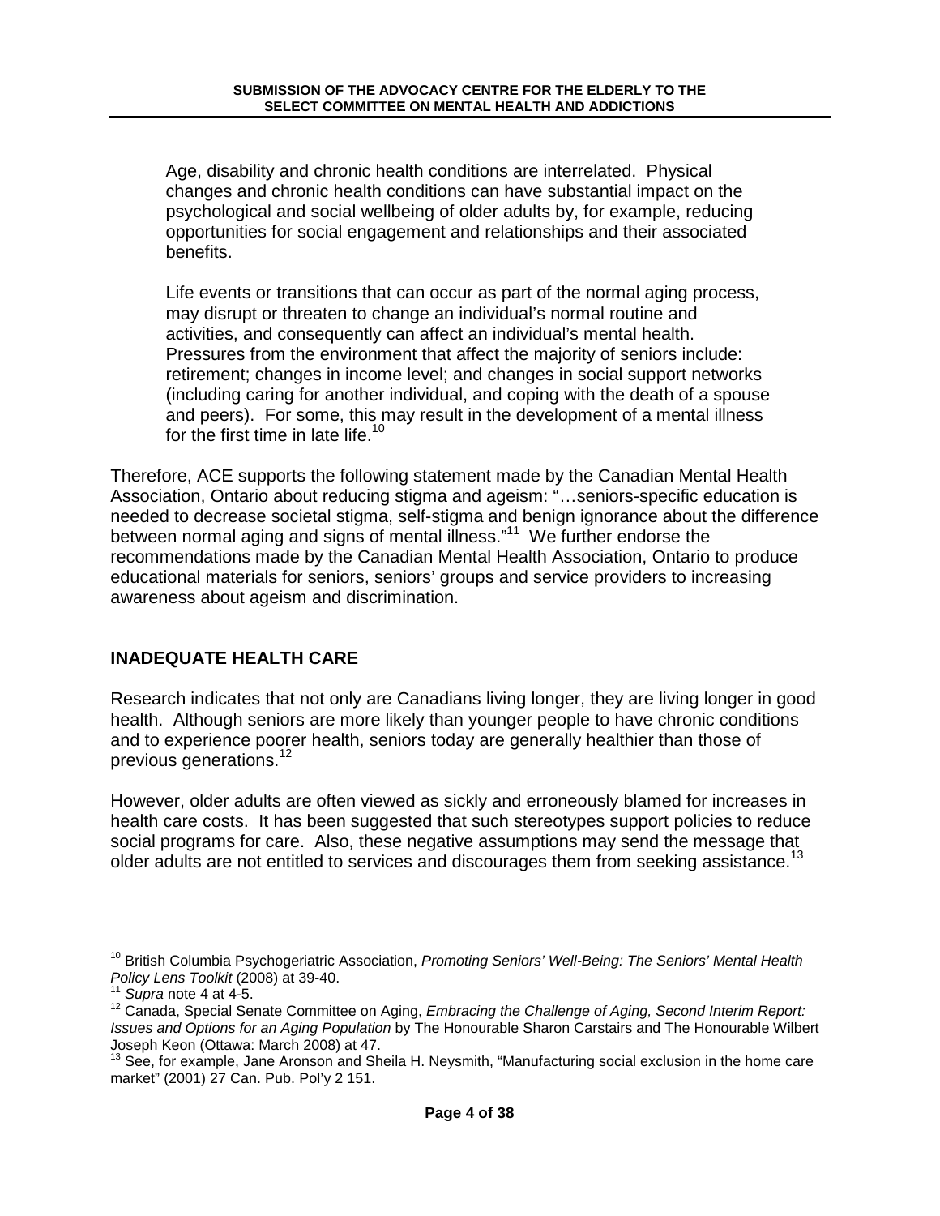> Age, disability and chronic health conditions are interrelated. Physical changes and chronic health conditions can have substantial impact on the psychological and social wellbeing of older adults by, for example, reducing opportunities for social engagement and relationships and their associated benefits.
>
> Life events or transitions that can occur as part of the normal aging process, may disrupt or threaten to change an individual's normal routine and activities, and consequently can affect an individual's mental health. Pressures from the environment that affect the majority of seniors include: retirement; changes in income level; and changes in social support networks (including caring for another individual, and coping with the death of a spouse and peers). For some, this may result in the development of a mental illness for the first time in late life.[10]

Therefore, ACE supports the following statement made by the Canadian Mental Health Association, Ontario about reducing stigma and ageism: "…seniors-specific education is needed to decrease societal stigma, self-stigma and benign ignorance about the difference between normal aging and signs of mental illness."[11] We further endorse the recommendations made by the Canadian Mental Health Association, Ontario to produce educational materials for seniors, seniors' groups and service providers to increasing awareness about ageism and discrimination.

## INADEQUATE HEALTH CARE

Research indicates that not only are Canadians living longer, they are living longer in good health. Although seniors are more likely than younger people to have chronic conditions and to experience poorer health, seniors today are generally healthier than those of previous generations.[12]

However, older adults are often viewed as sickly and erroneously blamed for increases in health care costs. It has been suggested that such stereotypes support policies to reduce social programs for care. Also, these negative assumptions may send the message that older adults are not entitled to services and discourages them from seeking assistance.[13]

---

[10] British Columbia Psychogeriatric Association, *Promoting Seniors' Well-Being: The Seniors' Mental Health Policy Lens Toolkit* (2008) at 39-40.

[11] *Supra* note 4 at 4-5.

[12] Canada, Special Senate Committee on Aging, *Embracing the Challenge of Aging, Second Interim Report: Issues and Options for an Aging Population* by The Honourable Sharon Carstairs and The Honourable Wilbert Joseph Keon (Ottawa: March 2008) at 47.

[13] See, for example, Jane Aronson and Sheila H. Neysmith, "Manufacturing social exclusion in the home care market" (2001) 27 Can. Pub. Pol'y 2 151.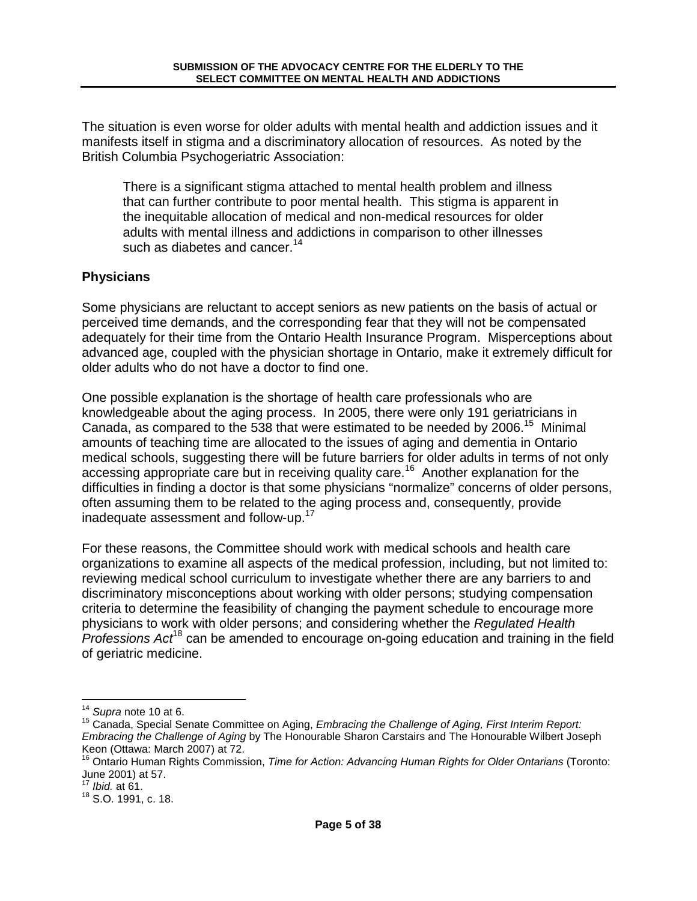The situation is even worse for older adults with mental health and addiction issues and it manifests itself in stigma and a discriminatory allocation of resources. As noted by the British Columbia Psychogeriatric Association:

> There is a significant stigma attached to mental health problem and illness that can further contribute to poor mental health. This stigma is apparent in the inequitable allocation of medical and non-medical resources for older adults with mental illness and addictions in comparison to other illnesses such as diabetes and cancer.[14]

## Physicians

Some physicians are reluctant to accept seniors as new patients on the basis of actual or perceived time demands, and the corresponding fear that they will not be compensated adequately for their time from the Ontario Health Insurance Program. Misperceptions about advanced age, coupled with the physician shortage in Ontario, make it extremely difficult for older adults who do not have a doctor to find one.

One possible explanation is the shortage of health care professionals who are knowledgeable about the aging process. In 2005, there were only 191 geriatricians in Canada, as compared to the 538 that were estimated to be needed by 2006.[15] Minimal amounts of teaching time are allocated to the issues of aging and dementia in Ontario medical schools, suggesting there will be future barriers for older adults in terms of not only accessing appropriate care but in receiving quality care.[16] Another explanation for the difficulties in finding a doctor is that some physicians "normalize" concerns of older persons, often assuming them to be related to the aging process and, consequently, provide inadequate assessment and follow-up.[17]

For these reasons, the Committee should work with medical schools and health care organizations to examine all aspects of the medical profession, including, but not limited to: reviewing medical school curriculum to investigate whether there are any barriers to and discriminatory misconceptions about working with older persons; studying compensation criteria to determine the feasibility of changing the payment schedule to encourage more physicians to work with older persons; and considering whether the *Regulated Health Professions Act*[18] can be amended to encourage on-going education and training in the field of geriatric medicine.

---

[14] *Supra* note 10 at 6.

[15] Canada, Special Senate Committee on Aging, *Embracing the Challenge of Aging, First Interim Report: Embracing the Challenge of Aging* by The Honourable Sharon Carstairs and The Honourable Wilbert Joseph Keon (Ottawa: March 2007) at 72.

[16] Ontario Human Rights Commission, *Time for Action: Advancing Human Rights for Older Ontarians* (Toronto: June 2001) at 57.

[17] *Ibid.* at 61.

[18] S.O. 1991, c. 18.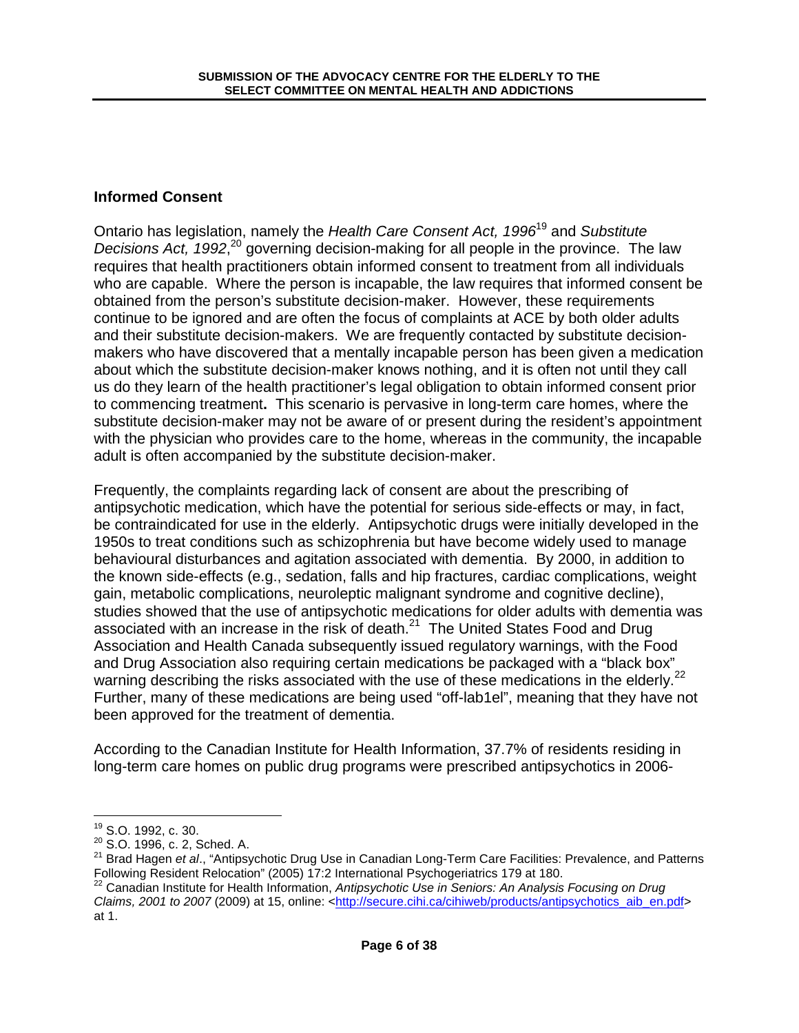## Informed Consent

Ontario has legislation, namely the *Health Care Consent Act, 1996*[19] and *Substitute Decisions Act, 1992*,[20] governing decision-making for all people in the province. The law requires that health practitioners obtain informed consent to treatment from all individuals who are capable. Where the person is incapable, the law requires that informed consent be obtained from the person's substitute decision-maker. However, these requirements continue to be ignored and are often the focus of complaints at ACE by both older adults and their substitute decision-makers. We are frequently contacted by substitute decision-makers who have discovered that a mentally incapable person has been given a medication about which the substitute decision-maker knows nothing, and it is often not until they call us do they learn of the health practitioner's legal obligation to obtain informed consent prior to commencing treatment**.** This scenario is pervasive in long-term care homes, where the substitute decision-maker may not be aware of or present during the resident's appointment with the physician who provides care to the home, whereas in the community, the incapable adult is often accompanied by the substitute decision-maker.

Frequently, the complaints regarding lack of consent are about the prescribing of antipsychotic medication, which have the potential for serious side-effects or may, in fact, be contraindicated for use in the elderly. Antipsychotic drugs were initially developed in the 1950s to treat conditions such as schizophrenia but have become widely used to manage behavioural disturbances and agitation associated with dementia. By 2000, in addition to the known side-effects (e.g., sedation, falls and hip fractures, cardiac complications, weight gain, metabolic complications, neuroleptic malignant syndrome and cognitive decline), studies showed that the use of antipsychotic medications for older adults with dementia was associated with an increase in the risk of death.[21] The United States Food and Drug Association and Health Canada subsequently issued regulatory warnings, with the Food and Drug Association also requiring certain medications be packaged with a "black box" warning describing the risks associated with the use of these medications in the elderly.[22] Further, many of these medications are being used "off-lab1el", meaning that they have not been approved for the treatment of dementia.

According to the Canadian Institute for Health Information, 37.7% of residents residing in long-term care homes on public drug programs were prescribed antipsychotics in 2006-

---

[19] S.O. 1992, c. 30.

[20] S.O. 1996, c. 2, Sched. A.

[21] Brad Hagen *et al*., "Antipsychotic Drug Use in Canadian Long-Term Care Facilities: Prevalence, and Patterns Following Resident Relocation" (2005) 17:2 International Psychogeriatrics 179 at 180.

[22] Canadian Institute for Health Information, *Antipsychotic Use in Seniors: An Analysis Focusing on Drug Claims, 2001 to 2007* (2009) at 15, online: <http://secure.cihi.ca/cihiweb/products/antipsychotics_aib_en.pdf> at 1.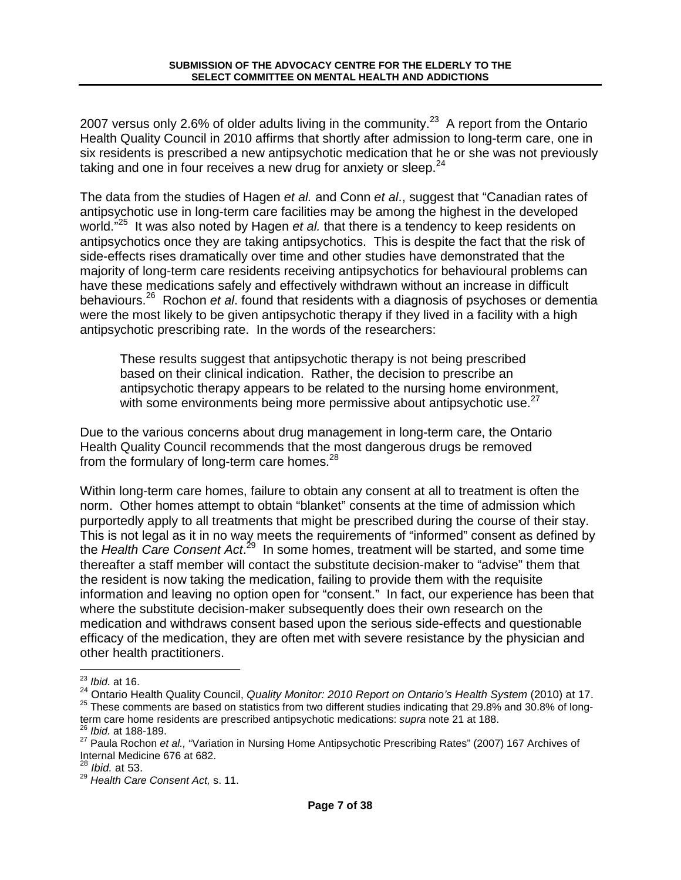2007 versus only 2.6% of older adults living in the community.[23] A report from the Ontario Health Quality Council in 2010 affirms that shortly after admission to long-term care, one in six residents is prescribed a new antipsychotic medication that he or she was not previously taking and one in four receives a new drug for anxiety or sleep.[24]

The data from the studies of Hagen *et al.* and Conn *et al*., suggest that "Canadian rates of antipsychotic use in long-term care facilities may be among the highest in the developed world."[25] It was also noted by Hagen *et al.* that there is a tendency to keep residents on antipsychotics once they are taking antipsychotics. This is despite the fact that the risk of side-effects rises dramatically over time and other studies have demonstrated that the majority of long-term care residents receiving antipsychotics for behavioural problems can have these medications safely and effectively withdrawn without an increase in difficult behaviours.[26] Rochon *et al*. found that residents with a diagnosis of psychoses or dementia were the most likely to be given antipsychotic therapy if they lived in a facility with a high antipsychotic prescribing rate. In the words of the researchers:

> These results suggest that antipsychotic therapy is not being prescribed based on their clinical indication. Rather, the decision to prescribe an antipsychotic therapy appears to be related to the nursing home environment, with some environments being more permissive about antipsychotic use.[27]

Due to the various concerns about drug management in long-term care, the Ontario Health Quality Council recommends that the most dangerous drugs be removed from the formulary of long-term care homes.[28]

Within long-term care homes, failure to obtain any consent at all to treatment is often the norm. Other homes attempt to obtain "blanket" consents at the time of admission which purportedly apply to all treatments that might be prescribed during the course of their stay. This is not legal as it in no way meets the requirements of "informed" consent as defined by the *Health Care Consent Act*.[29] In some homes, treatment will be started, and some time thereafter a staff member will contact the substitute decision-maker to "advise" them that the resident is now taking the medication, failing to provide them with the requisite information and leaving no option open for "consent." In fact, our experience has been that where the substitute decision-maker subsequently does their own research on the medication and withdraws consent based upon the serious side-effects and questionable efficacy of the medication, they are often met with severe resistance by the physician and other health practitioners.

---

[23] *Ibid.* at 16.

[24] Ontario Health Quality Council, *Quality Monitor: 2010 Report on Ontario's Health System* (2010) at 17.

[25] These comments are based on statistics from two different studies indicating that 29.8% and 30.8% of long-term care home residents are prescribed antipsychotic medications: *supra* note 21 at 188.

[26] *Ibid.* at 188-189.

[27] Paula Rochon *et al.,* "Variation in Nursing Home Antipsychotic Prescribing Rates" (2007) 167 Archives of Internal Medicine 676 at 682.

[28] *Ibid.* at 53.

[29] *Health Care Consent Act,* s. 11.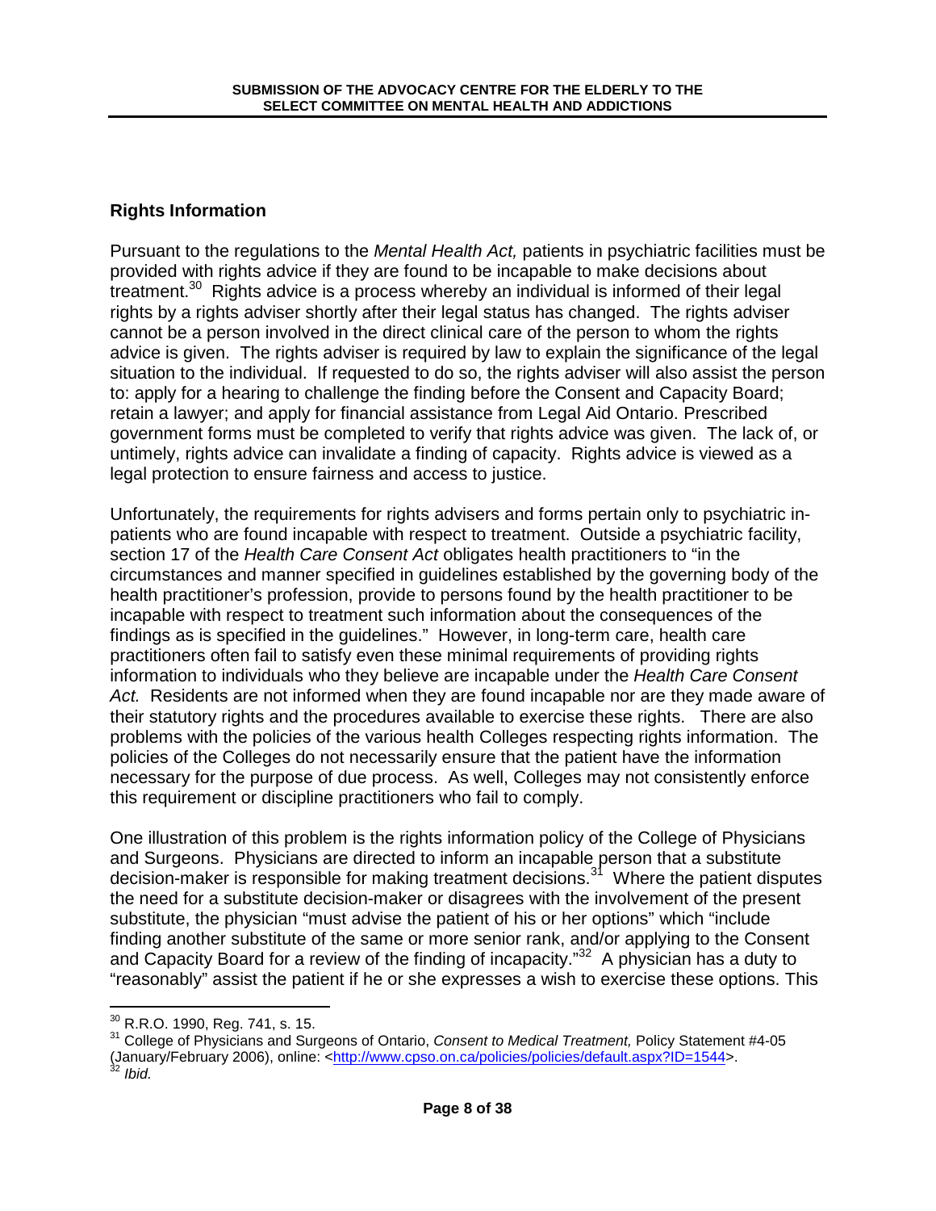## Rights Information

Pursuant to the regulations to the *Mental Health Act,* patients in psychiatric facilities must be provided with rights advice if they are found to be incapable to make decisions about treatment.[30] Rights advice is a process whereby an individual is informed of their legal rights by a rights adviser shortly after their legal status has changed. The rights adviser cannot be a person involved in the direct clinical care of the person to whom the rights advice is given. The rights adviser is required by law to explain the significance of the legal situation to the individual. If requested to do so, the rights adviser will also assist the person to: apply for a hearing to challenge the finding before the Consent and Capacity Board; retain a lawyer; and apply for financial assistance from Legal Aid Ontario. Prescribed government forms must be completed to verify that rights advice was given. The lack of, or untimely, rights advice can invalidate a finding of capacity. Rights advice is viewed as a legal protection to ensure fairness and access to justice.

Unfortunately, the requirements for rights advisers and forms pertain only to psychiatric in-patients who are found incapable with respect to treatment. Outside a psychiatric facility, section 17 of the *Health Care Consent Act* obligates health practitioners to "in the circumstances and manner specified in guidelines established by the governing body of the health practitioner's profession, provide to persons found by the health practitioner to be incapable with respect to treatment such information about the consequences of the findings as is specified in the guidelines." However, in long-term care, health care practitioners often fail to satisfy even these minimal requirements of providing rights information to individuals who they believe are incapable under the *Health Care Consent Act.* Residents are not informed when they are found incapable nor are they made aware of their statutory rights and the procedures available to exercise these rights. There are also problems with the policies of the various health Colleges respecting rights information. The policies of the Colleges do not necessarily ensure that the patient have the information necessary for the purpose of due process. As well, Colleges may not consistently enforce this requirement or discipline practitioners who fail to comply.

One illustration of this problem is the rights information policy of the College of Physicians and Surgeons. Physicians are directed to inform an incapable person that a substitute decision-maker is responsible for making treatment decisions.[31] Where the patient disputes the need for a substitute decision-maker or disagrees with the involvement of the present substitute, the physician "must advise the patient of his or her options" which "include finding another substitute of the same or more senior rank, and/or applying to the Consent and Capacity Board for a review of the finding of incapacity."[32] A physician has a duty to "reasonably" assist the patient if he or she expresses a wish to exercise these options. This

---

[30] R.R.O. 1990, Reg. 741, s. 15.

[31] College of Physicians and Surgeons of Ontario, *Consent to Medical Treatment,* Policy Statement #4-05 (January/February 2006), online: <http://www.cpso.on.ca/policies/policies/default.aspx?ID=1544>.

[32] *Ibid.*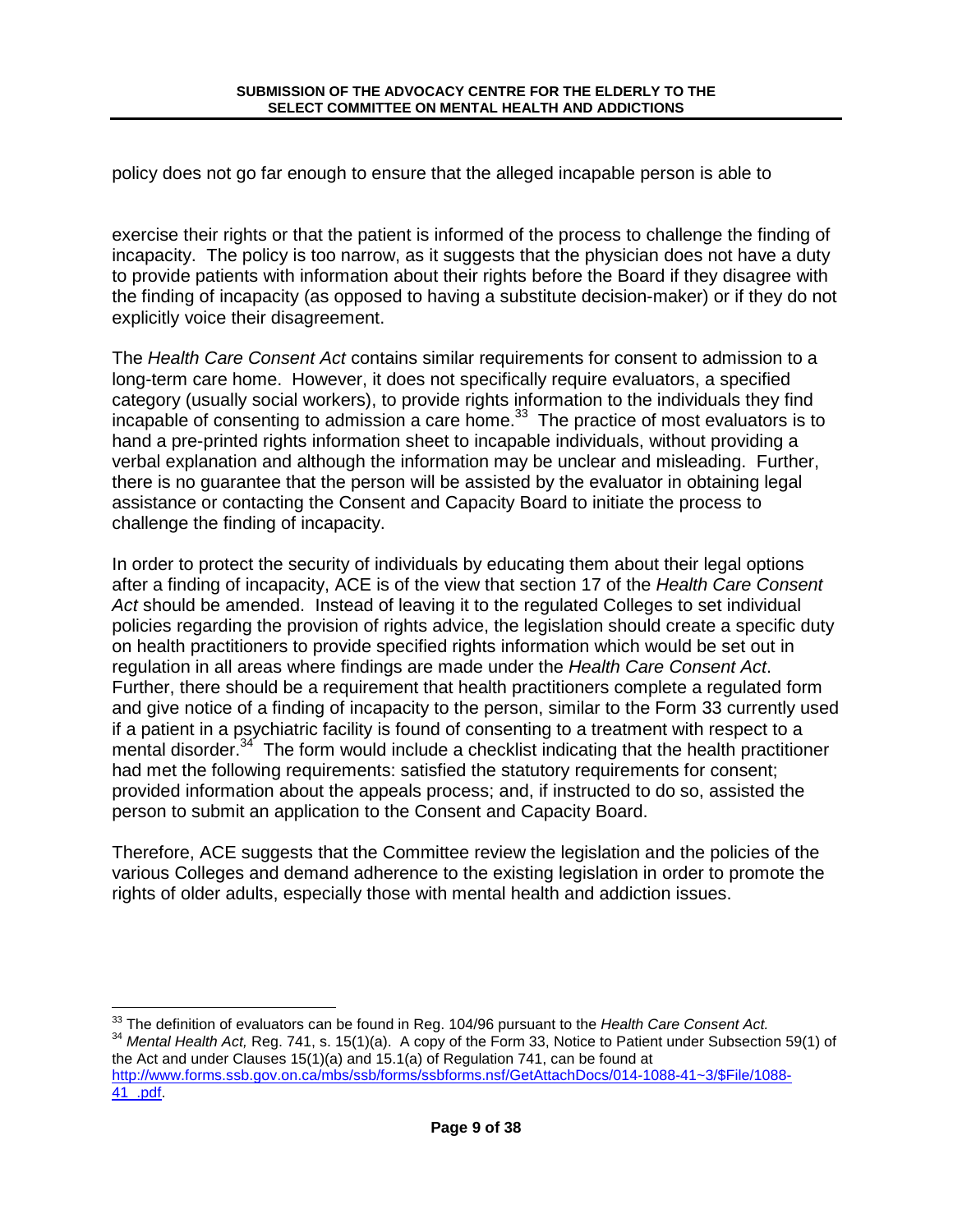policy does not go far enough to ensure that the alleged incapable person is able to

exercise their rights or that the patient is informed of the process to challenge the finding of incapacity. The policy is too narrow, as it suggests that the physician does not have a duty to provide patients with information about their rights before the Board if they disagree with the finding of incapacity (as opposed to having a substitute decision-maker) or if they do not explicitly voice their disagreement.

The *Health Care Consent Act* contains similar requirements for consent to admission to a long-term care home. However, it does not specifically require evaluators, a specified category (usually social workers), to provide rights information to the individuals they find incapable of consenting to admission a care home.[33] The practice of most evaluators is to hand a pre-printed rights information sheet to incapable individuals, without providing a verbal explanation and although the information may be unclear and misleading. Further, there is no guarantee that the person will be assisted by the evaluator in obtaining legal assistance or contacting the Consent and Capacity Board to initiate the process to challenge the finding of incapacity.

In order to protect the security of individuals by educating them about their legal options after a finding of incapacity, ACE is of the view that section 17 of the *Health Care Consent Act* should be amended. Instead of leaving it to the regulated Colleges to set individual policies regarding the provision of rights advice, the legislation should create a specific duty on health practitioners to provide specified rights information which would be set out in regulation in all areas where findings are made under the *Health Care Consent Act*. Further, there should be a requirement that health practitioners complete a regulated form and give notice of a finding of incapacity to the person, similar to the Form 33 currently used if a patient in a psychiatric facility is found of consenting to a treatment with respect to a mental disorder.[34] The form would include a checklist indicating that the health practitioner had met the following requirements: satisfied the statutory requirements for consent; provided information about the appeals process; and, if instructed to do so, assisted the person to submit an application to the Consent and Capacity Board.

Therefore, ACE suggests that the Committee review the legislation and the policies of the various Colleges and demand adherence to the existing legislation in order to promote the rights of older adults, especially those with mental health and addiction issues.

---

[33] The definition of evaluators can be found in Reg. 104/96 pursuant to the *Health Care Consent Act.*

[34] *Mental Health Act,* Reg. 741, s. 15(1)(a). A copy of the Form 33, Notice to Patient under Subsection 59(1) of the Act and under Clauses 15(1)(a) and 15.1(a) of Regulation 741, can be found at http://www.forms.ssb.gov.on.ca/mbs/ssb/forms/ssbforms.nsf/GetAttachDocs/014-1088-41~3/$File/1088-41_.pdf.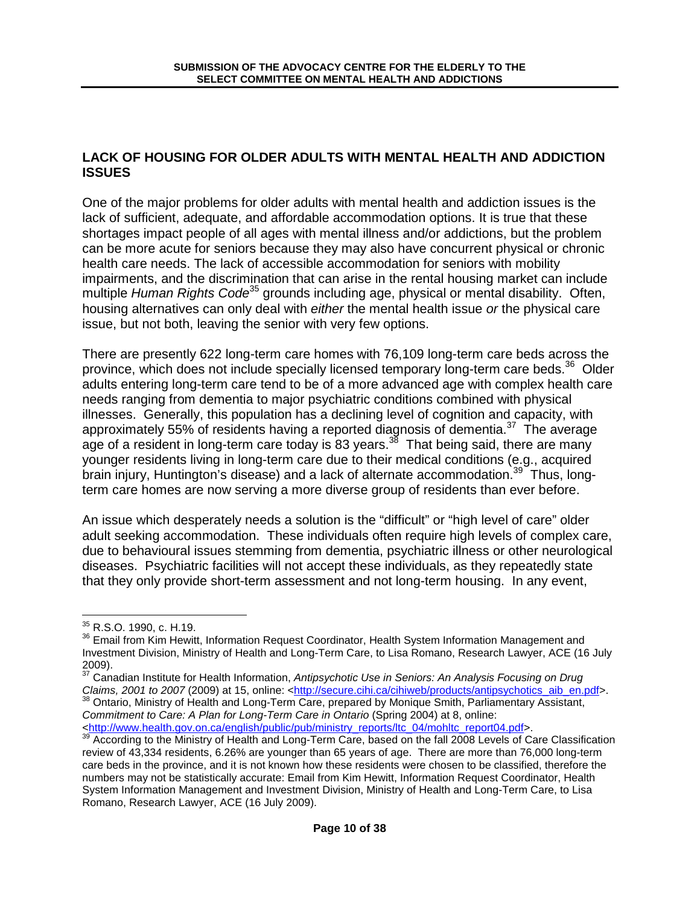## LACK OF HOUSING FOR OLDER ADULTS WITH MENTAL HEALTH AND ADDICTION ISSUES

One of the major problems for older adults with mental health and addiction issues is the lack of sufficient, adequate, and affordable accommodation options. It is true that these shortages impact people of all ages with mental illness and/or addictions, but the problem can be more acute for seniors because they may also have concurrent physical or chronic health care needs. The lack of accessible accommodation for seniors with mobility impairments, and the discrimination that can arise in the rental housing market can include multiple *Human Rights Code*[35] grounds including age, physical or mental disability. Often, housing alternatives can only deal with *either* the mental health issue *or* the physical care issue, but not both, leaving the senior with very few options.

There are presently 622 long-term care homes with 76,109 long-term care beds across the province, which does not include specially licensed temporary long-term care beds.[36] Older adults entering long-term care tend to be of a more advanced age with complex health care needs ranging from dementia to major psychiatric conditions combined with physical illnesses. Generally, this population has a declining level of cognition and capacity, with approximately 55% of residents having a reported diagnosis of dementia.[37] The average age of a resident in long-term care today is 83 years.[38] That being said, there are many younger residents living in long-term care due to their medical conditions (e.g., acquired brain injury, Huntington's disease) and a lack of alternate accommodation.[39] Thus, long-term care homes are now serving a more diverse group of residents than ever before.

An issue which desperately needs a solution is the "difficult" or "high level of care" older adult seeking accommodation. These individuals often require high levels of complex care, due to behavioural issues stemming from dementia, psychiatric illness or other neurological diseases. Psychiatric facilities will not accept these individuals, as they repeatedly state that they only provide short-term assessment and not long-term housing. In any event,

---

[35] R.S.O. 1990, c. H.19.

[36] Email from Kim Hewitt, Information Request Coordinator, Health System Information Management and Investment Division, Ministry of Health and Long-Term Care, to Lisa Romano, Research Lawyer, ACE (16 July 2009).

[37] Canadian Institute for Health Information, *Antipsychotic Use in Seniors: An Analysis Focusing on Drug Claims, 2001 to 2007* (2009) at 15, online: <http://secure.cihi.ca/cihiweb/products/antipsychotics_aib_en.pdf>.

[38] Ontario, Ministry of Health and Long-Term Care, prepared by Monique Smith, Parliamentary Assistant, *Commitment to Care: A Plan for Long-Term Care in Ontario* (Spring 2004) at 8, online: <http://www.health.gov.on.ca/english/public/pub/ministry_reports/ltc_04/mohltc_report04.pdf>.

[39] According to the Ministry of Health and Long-Term Care, based on the fall 2008 Levels of Care Classification review of 43,334 residents, 6.26% are younger than 65 years of age. There are more than 76,000 long-term care beds in the province, and it is not known how these residents were chosen to be classified, therefore the numbers may not be statistically accurate: Email from Kim Hewitt, Information Request Coordinator, Health System Information Management and Investment Division, Ministry of Health and Long-Term Care, to Lisa Romano, Research Lawyer, ACE (16 July 2009).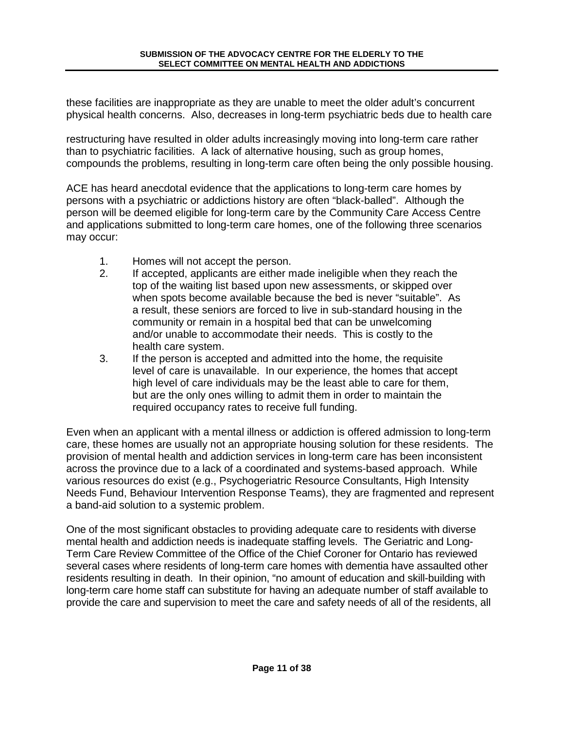these facilities are inappropriate as they are unable to meet the older adult's concurrent physical health concerns. Also, decreases in long-term psychiatric beds due to health care restructuring have resulted in older adults increasingly moving into long-term care rather than to psychiatric facilities. A lack of alternative housing, such as group homes, compounds the problems, resulting in long-term care often being the only possible housing.

ACE has heard anecdotal evidence that the applications to long-term care homes by persons with a psychiatric or addictions history are often "black-balled". Although the person will be deemed eligible for long-term care by the Community Care Access Centre and applications submitted to long-term care homes, one of the following three scenarios may occur:

1. Homes will not accept the person.
2. If accepted, applicants are either made ineligible when they reach the top of the waiting list based upon new assessments, or skipped over when spots become available because the bed is never "suitable". As a result, these seniors are forced to live in sub-standard housing in the community or remain in a hospital bed that can be unwelcoming and/or unable to accommodate their needs. This is costly to the health care system.
3. If the person is accepted and admitted into the home, the requisite level of care is unavailable. In our experience, the homes that accept high level of care individuals may be the least able to care for them, but are the only ones willing to admit them in order to maintain the required occupancy rates to receive full funding.

Even when an applicant with a mental illness or addiction is offered admission to long-term care, these homes are usually not an appropriate housing solution for these residents. The provision of mental health and addiction services in long-term care has been inconsistent across the province due to a lack of a coordinated and systems-based approach. While various resources do exist (e.g., Psychogeriatric Resource Consultants, High Intensity Needs Fund, Behaviour Intervention Response Teams), they are fragmented and represent a band-aid solution to a systemic problem.

One of the most significant obstacles to providing adequate care to residents with diverse mental health and addiction needs is inadequate staffing levels. The Geriatric and Long-Term Care Review Committee of the Office of the Chief Coroner for Ontario has reviewed several cases where residents of long-term care homes with dementia have assaulted other residents resulting in death. In their opinion, "no amount of education and skill-building with long-term care home staff can substitute for having an adequate number of staff available to provide the care and supervision to meet the care and safety needs of all of the residents, all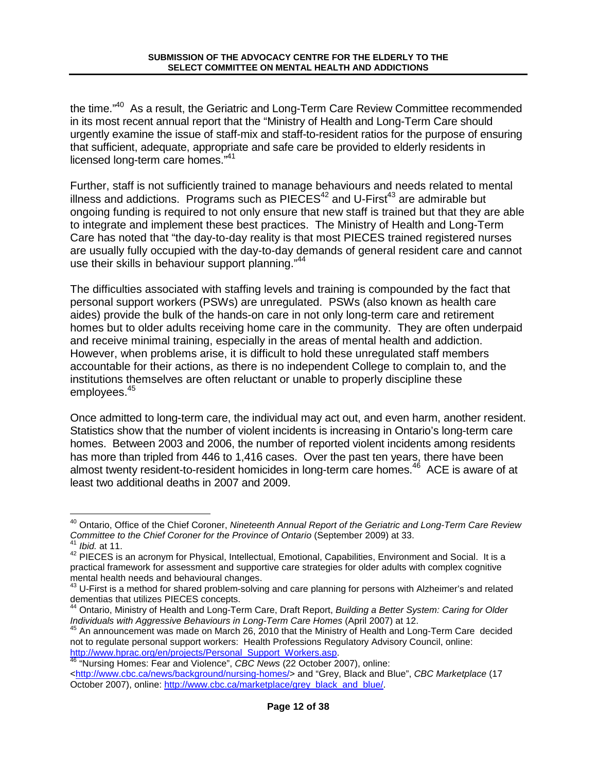the time."[40] As a result, the Geriatric and Long-Term Care Review Committee recommended in its most recent annual report that the "Ministry of Health and Long-Term Care should urgently examine the issue of staff-mix and staff-to-resident ratios for the purpose of ensuring that sufficient, adequate, appropriate and safe care be provided to elderly residents in licensed long-term care homes."[41]

Further, staff is not sufficiently trained to manage behaviours and needs related to mental illness and addictions. Programs such as PIECES[42] and U-First[43] are admirable but ongoing funding is required to not only ensure that new staff is trained but that they are able to integrate and implement these best practices. The Ministry of Health and Long-Term Care has noted that "the day-to-day reality is that most PIECES trained registered nurses are usually fully occupied with the day-to-day demands of general resident care and cannot use their skills in behaviour support planning."[44]

The difficulties associated with staffing levels and training is compounded by the fact that personal support workers (PSWs) are unregulated. PSWs (also known as health care aides) provide the bulk of the hands-on care in not only long-term care and retirement homes but to older adults receiving home care in the community. They are often underpaid and receive minimal training, especially in the areas of mental health and addiction. However, when problems arise, it is difficult to hold these unregulated staff members accountable for their actions, as there is no independent College to complain to, and the institutions themselves are often reluctant or unable to properly discipline these employees.[45]

Once admitted to long-term care, the individual may act out, and even harm, another resident. Statistics show that the number of violent incidents is increasing in Ontario's long-term care homes. Between 2003 and 2006, the number of reported violent incidents among residents has more than tripled from 446 to 1,416 cases. Over the past ten years, there have been almost twenty resident-to-resident homicides in long-term care homes.[46] ACE is aware of at least two additional deaths in 2007 and 2009.

---

[40] Ontario, Office of the Chief Coroner, *Nineteenth Annual Report of the Geriatric and Long-Term Care Review Committee to the Chief Coroner for the Province of Ontario* (September 2009) at 33.

[41] *Ibid.* at 11.

[42] PIECES is an acronym for Physical, Intellectual, Emotional, Capabilities, Environment and Social. It is a practical framework for assessment and supportive care strategies for older adults with complex cognitive mental health needs and behavioural changes.

[43] U-First is a method for shared problem-solving and care planning for persons with Alzheimer's and related dementias that utilizes PIECES concepts.

[44] Ontario, Ministry of Health and Long-Term Care, Draft Report, *Building a Better System: Caring for Older Individuals with Aggressive Behaviours in Long-Term Care Homes* (April 2007) at 12.

[45] An announcement was made on March 26, 2010 that the Ministry of Health and Long-Term Care decided not to regulate personal support workers: Health Professions Regulatory Advisory Council, online: http://www.hprac.org/en/projects/Personal_Support_Workers.asp.

[46] "Nursing Homes: Fear and Violence", *CBC News* (22 October 2007), online: <http://www.cbc.ca/news/background/nursing-homes/> and "Grey, Black and Blue", *CBC Marketplace* (17 October 2007), online: http://www.cbc.ca/marketplace/grey_black_and_blue/.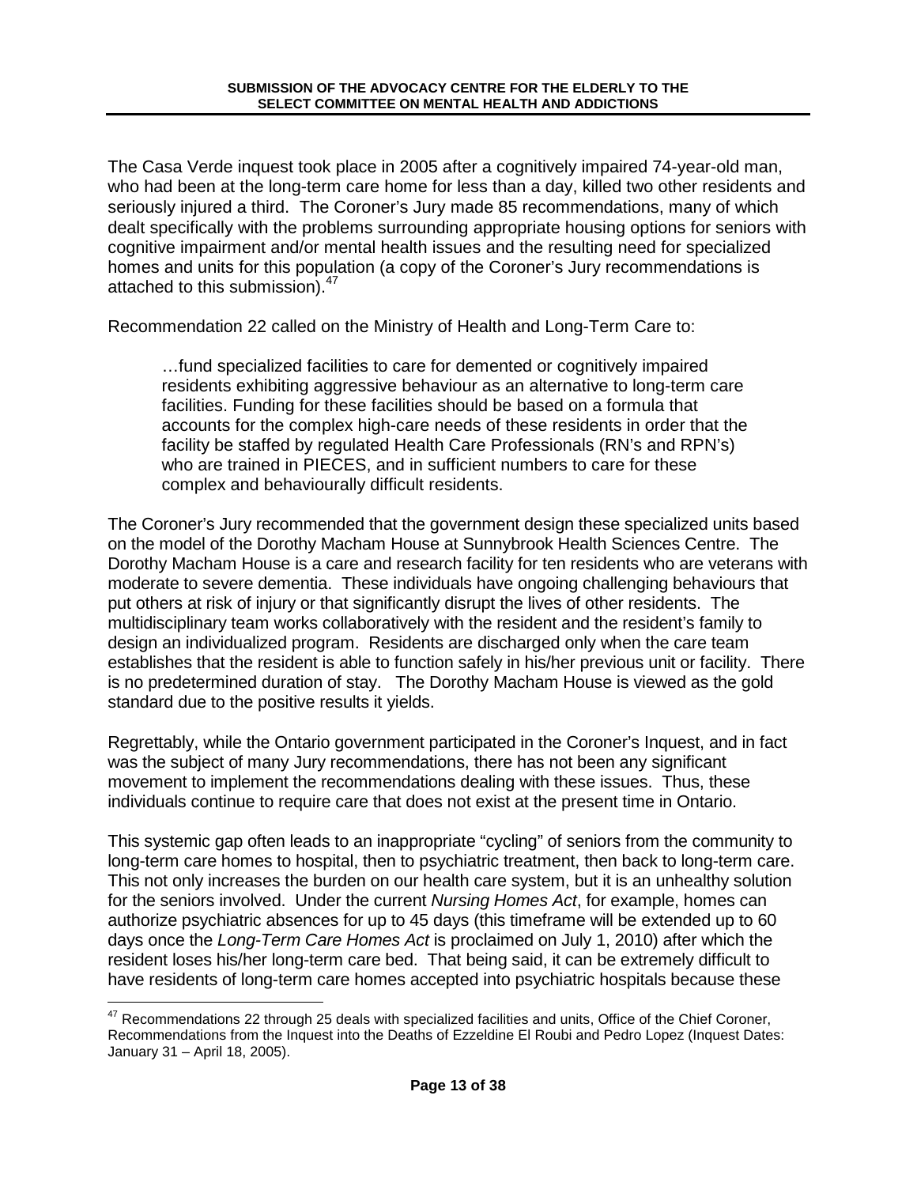The Casa Verde inquest took place in 2005 after a cognitively impaired 74-year-old man, who had been at the long-term care home for less than a day, killed two other residents and seriously injured a third. The Coroner's Jury made 85 recommendations, many of which dealt specifically with the problems surrounding appropriate housing options for seniors with cognitive impairment and/or mental health issues and the resulting need for specialized homes and units for this population (a copy of the Coroner's Jury recommendations is attached to this submission).[47]

Recommendation 22 called on the Ministry of Health and Long-Term Care to:

> …fund specialized facilities to care for demented or cognitively impaired residents exhibiting aggressive behaviour as an alternative to long-term care facilities. Funding for these facilities should be based on a formula that accounts for the complex high-care needs of these residents in order that the facility be staffed by regulated Health Care Professionals (RN's and RPN's) who are trained in PIECES, and in sufficient numbers to care for these complex and behaviourally difficult residents.

The Coroner's Jury recommended that the government design these specialized units based on the model of the Dorothy Macham House at Sunnybrook Health Sciences Centre. The Dorothy Macham House is a care and research facility for ten residents who are veterans with moderate to severe dementia. These individuals have ongoing challenging behaviours that put others at risk of injury or that significantly disrupt the lives of other residents. The multidisciplinary team works collaboratively with the resident and the resident's family to design an individualized program. Residents are discharged only when the care team establishes that the resident is able to function safely in his/her previous unit or facility. There is no predetermined duration of stay. The Dorothy Macham House is viewed as the gold standard due to the positive results it yields.

Regrettably, while the Ontario government participated in the Coroner's Inquest, and in fact was the subject of many Jury recommendations, there has not been any significant movement to implement the recommendations dealing with these issues. Thus, these individuals continue to require care that does not exist at the present time in Ontario.

This systemic gap often leads to an inappropriate "cycling" of seniors from the community to long-term care homes to hospital, then to psychiatric treatment, then back to long-term care. This not only increases the burden on our health care system, but it is an unhealthy solution for the seniors involved. Under the current *Nursing Homes Act*, for example, homes can authorize psychiatric absences for up to 45 days (this timeframe will be extended up to 60 days once the *Long-Term Care Homes Act* is proclaimed on July 1, 2010) after which the resident loses his/her long-term care bed. That being said, it can be extremely difficult to have residents of long-term care homes accepted into psychiatric hospitals because these

---

[47] Recommendations 22 through 25 deals with specialized facilities and units, Office of the Chief Coroner, Recommendations from the Inquest into the Deaths of Ezzeldine El Roubi and Pedro Lopez (Inquest Dates: January 31 – April 18, 2005).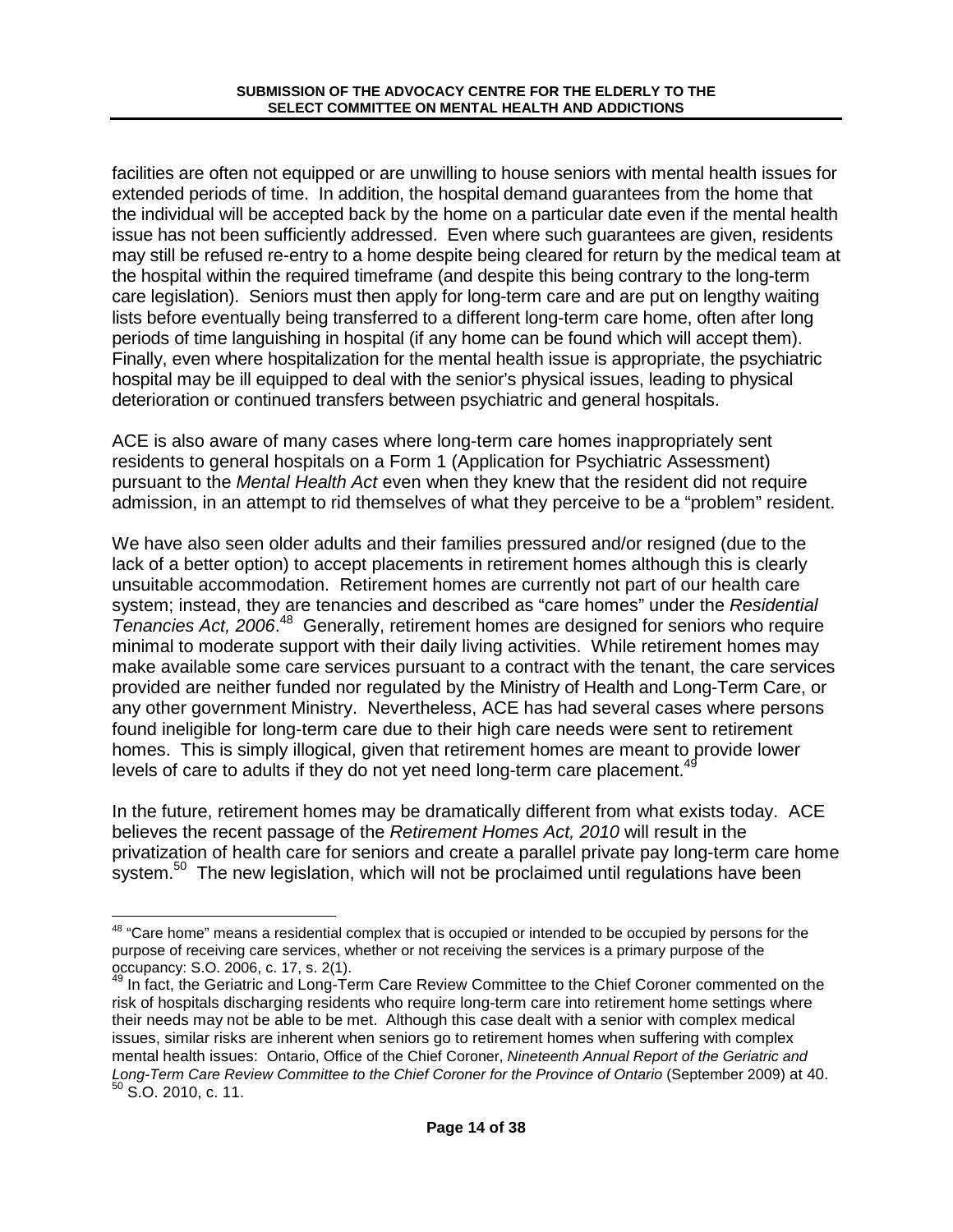facilities are often not equipped or are unwilling to house seniors with mental health issues for extended periods of time. In addition, the hospital demand guarantees from the home that the individual will be accepted back by the home on a particular date even if the mental health issue has not been sufficiently addressed. Even where such guarantees are given, residents may still be refused re-entry to a home despite being cleared for return by the medical team at the hospital within the required timeframe (and despite this being contrary to the long-term care legislation). Seniors must then apply for long-term care and are put on lengthy waiting lists before eventually being transferred to a different long-term care home, often after long periods of time languishing in hospital (if any home can be found which will accept them). Finally, even where hospitalization for the mental health issue is appropriate, the psychiatric hospital may be ill equipped to deal with the senior's physical issues, leading to physical deterioration or continued transfers between psychiatric and general hospitals.

ACE is also aware of many cases where long-term care homes inappropriately sent residents to general hospitals on a Form 1 (Application for Psychiatric Assessment) pursuant to the *Mental Health Act* even when they knew that the resident did not require admission, in an attempt to rid themselves of what they perceive to be a "problem" resident.

We have also seen older adults and their families pressured and/or resigned (due to the lack of a better option) to accept placements in retirement homes although this is clearly unsuitable accommodation. Retirement homes are currently not part of our health care system; instead, they are tenancies and described as "care homes" under the *Residential Tenancies Act, 2006*.[48] Generally, retirement homes are designed for seniors who require minimal to moderate support with their daily living activities. While retirement homes may make available some care services pursuant to a contract with the tenant, the care services provided are neither funded nor regulated by the Ministry of Health and Long-Term Care, or any other government Ministry. Nevertheless, ACE has had several cases where persons found ineligible for long-term care due to their high care needs were sent to retirement homes. This is simply illogical, given that retirement homes are meant to provide lower levels of care to adults if they do not yet need long-term care placement.[49]

In the future, retirement homes may be dramatically different from what exists today. ACE believes the recent passage of the *Retirement Homes Act, 2010* will result in the privatization of health care for seniors and create a parallel private pay long-term care home system.[50] The new legislation, which will not be proclaimed until regulations have been

---

[48] "Care home" means a residential complex that is occupied or intended to be occupied by persons for the purpose of receiving care services, whether or not receiving the services is a primary purpose of the occupancy: S.O. 2006, c. 17, s. 2(1).

[49] In fact, the Geriatric and Long-Term Care Review Committee to the Chief Coroner commented on the risk of hospitals discharging residents who require long-term care into retirement home settings where their needs may not be able to be met. Although this case dealt with a senior with complex medical issues, similar risks are inherent when seniors go to retirement homes when suffering with complex mental health issues: Ontario, Office of the Chief Coroner, *Nineteenth Annual Report of the Geriatric and Long-Term Care Review Committee to the Chief Coroner for the Province of Ontario* (September 2009) at 40.

[50] S.O. 2010, c. 11.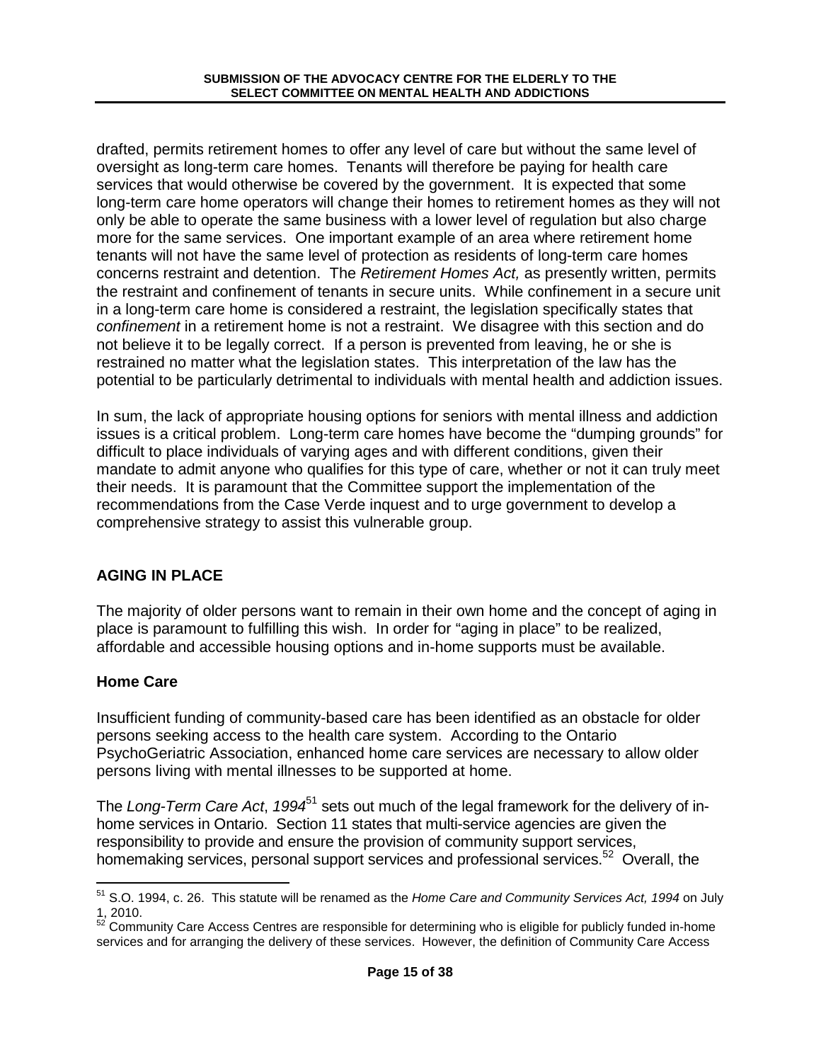drafted, permits retirement homes to offer any level of care but without the same level of oversight as long-term care homes. Tenants will therefore be paying for health care services that would otherwise be covered by the government. It is expected that some long-term care home operators will change their homes to retirement homes as they will not only be able to operate the same business with a lower level of regulation but also charge more for the same services. One important example of an area where retirement home tenants will not have the same level of protection as residents of long-term care homes concerns restraint and detention. The *Retirement Homes Act,* as presently written, permits the restraint and confinement of tenants in secure units. While confinement in a secure unit in a long-term care home is considered a restraint, the legislation specifically states that *confinement* in a retirement home is not a restraint. We disagree with this section and do not believe it to be legally correct. If a person is prevented from leaving, he or she is restrained no matter what the legislation states. This interpretation of the law has the potential to be particularly detrimental to individuals with mental health and addiction issues.

In sum, the lack of appropriate housing options for seniors with mental illness and addiction issues is a critical problem. Long-term care homes have become the "dumping grounds" for difficult to place individuals of varying ages and with different conditions, given their mandate to admit anyone who qualifies for this type of care, whether or not it can truly meet their needs. It is paramount that the Committee support the implementation of the recommendations from the Case Verde inquest and to urge government to develop a comprehensive strategy to assist this vulnerable group.

## AGING IN PLACE

The majority of older persons want to remain in their own home and the concept of aging in place is paramount to fulfilling this wish. In order for "aging in place" to be realized, affordable and accessible housing options and in-home supports must be available.

### Home Care

Insufficient funding of community-based care has been identified as an obstacle for older persons seeking access to the health care system. According to the Ontario PsychoGeriatric Association, enhanced home care services are necessary to allow older persons living with mental illnesses to be supported at home.

The *Long-Term Care Act*, *1994*[51] sets out much of the legal framework for the delivery of in-home services in Ontario. Section 11 states that multi-service agencies are given the responsibility to provide and ensure the provision of community support services, homemaking services, personal support services and professional services.[52] Overall, the

---

[51] S.O. 1994, c. 26. This statute will be renamed as the *Home Care and Community Services Act, 1994* on July 1, 2010.

[52] Community Care Access Centres are responsible for determining who is eligible for publicly funded in-home services and for arranging the delivery of these services. However, the definition of Community Care Access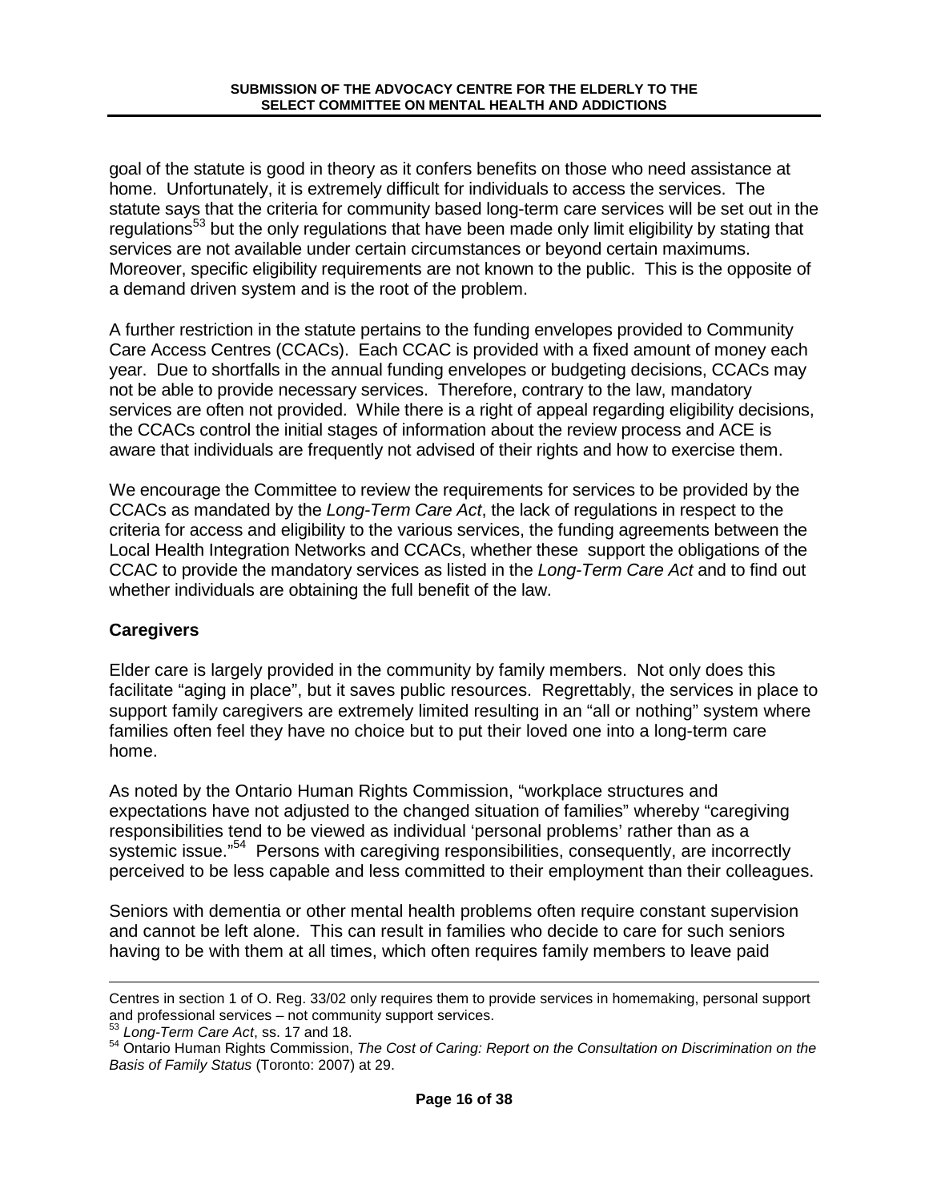goal of the statute is good in theory as it confers benefits on those who need assistance at home. Unfortunately, it is extremely difficult for individuals to access the services. The statute says that the criteria for community based long-term care services will be set out in the regulations[53] but the only regulations that have been made only limit eligibility by stating that services are not available under certain circumstances or beyond certain maximums. Moreover, specific eligibility requirements are not known to the public. This is the opposite of a demand driven system and is the root of the problem.

A further restriction in the statute pertains to the funding envelopes provided to Community Care Access Centres (CCACs). Each CCAC is provided with a fixed amount of money each year. Due to shortfalls in the annual funding envelopes or budgeting decisions, CCACs may not be able to provide necessary services. Therefore, contrary to the law, mandatory services are often not provided. While there is a right of appeal regarding eligibility decisions, the CCACs control the initial stages of information about the review process and ACE is aware that individuals are frequently not advised of their rights and how to exercise them.

We encourage the Committee to review the requirements for services to be provided by the CCACs as mandated by the *Long-Term Care Act*, the lack of regulations in respect to the criteria for access and eligibility to the various services, the funding agreements between the Local Health Integration Networks and CCACs, whether these support the obligations of the CCAC to provide the mandatory services as listed in the *Long-Term Care Act* and to find out whether individuals are obtaining the full benefit of the law.

### Caregivers

Elder care is largely provided in the community by family members. Not only does this facilitate "aging in place", but it saves public resources. Regrettably, the services in place to support family caregivers are extremely limited resulting in an "all or nothing" system where families often feel they have no choice but to put their loved one into a long-term care home.

As noted by the Ontario Human Rights Commission, "workplace structures and expectations have not adjusted to the changed situation of families" whereby "caregiving responsibilities tend to be viewed as individual 'personal problems' rather than as a systemic issue."[54] Persons with caregiving responsibilities, consequently, are incorrectly perceived to be less capable and less committed to their employment than their colleagues.

Seniors with dementia or other mental health problems often require constant supervision and cannot be left alone. This can result in families who decide to care for such seniors having to be with them at all times, which often requires family members to leave paid

---

Centres in section 1 of O. Reg. 33/02 only requires them to provide services in homemaking, personal support and professional services – not community support services.

[53] *Long-Term Care Act*, ss. 17 and 18.

[54] Ontario Human Rights Commission, *The Cost of Caring: Report on the Consultation on Discrimination on the Basis of Family Status* (Toronto: 2007) at 29.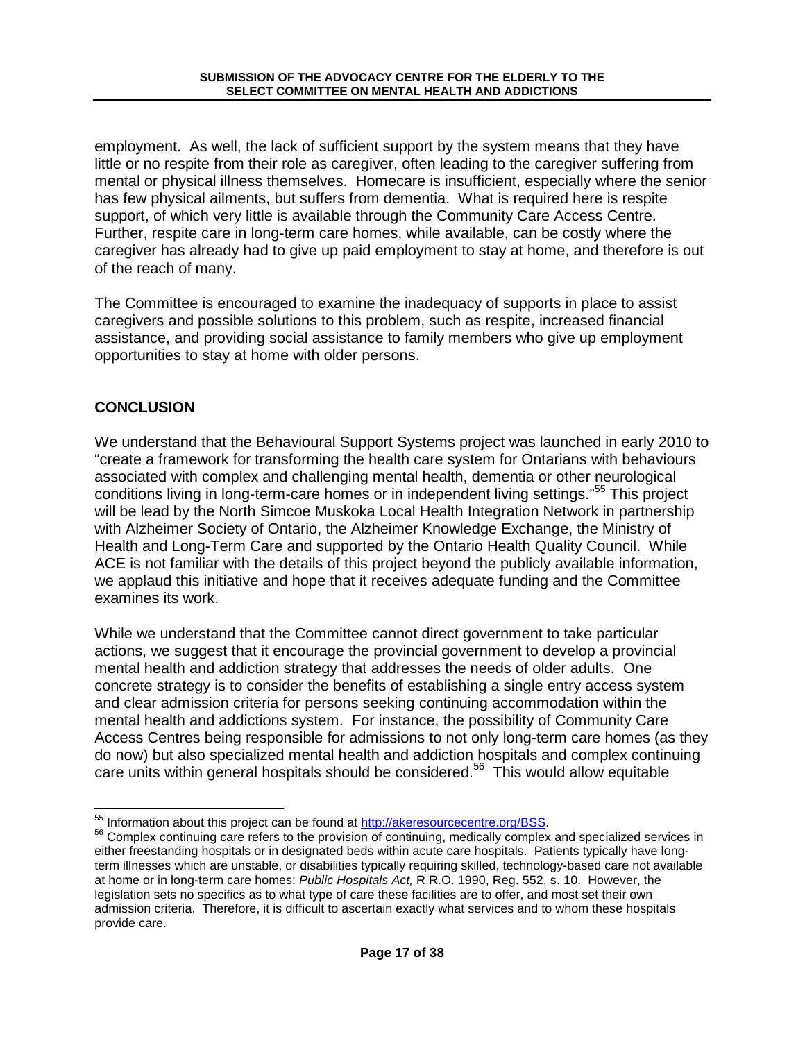employment. As well, the lack of sufficient support by the system means that they have little or no respite from their role as caregiver, often leading to the caregiver suffering from mental or physical illness themselves. Homecare is insufficient, especially where the senior has few physical ailments, but suffers from dementia. What is required here is respite support, of which very little is available through the Community Care Access Centre. Further, respite care in long-term care homes, while available, can be costly where the caregiver has already had to give up paid employment to stay at home, and therefore is out of the reach of many.

The Committee is encouraged to examine the inadequacy of supports in place to assist caregivers and possible solutions to this problem, such as respite, increased financial assistance, and providing social assistance to family members who give up employment opportunities to stay at home with older persons.

## CONCLUSION

We understand that the Behavioural Support Systems project was launched in early 2010 to "create a framework for transforming the health care system for Ontarians with behaviours associated with complex and challenging mental health, dementia or other neurological conditions living in long-term-care homes or in independent living settings."[55] This project will be lead by the North Simcoe Muskoka Local Health Integration Network in partnership with Alzheimer Society of Ontario, the Alzheimer Knowledge Exchange, the Ministry of Health and Long-Term Care and supported by the Ontario Health Quality Council. While ACE is not familiar with the details of this project beyond the publicly available information, we applaud this initiative and hope that it receives adequate funding and the Committee examines its work.

While we understand that the Committee cannot direct government to take particular actions, we suggest that it encourage the provincial government to develop a provincial mental health and addiction strategy that addresses the needs of older adults. One concrete strategy is to consider the benefits of establishing a single entry access system and clear admission criteria for persons seeking continuing accommodation within the mental health and addictions system. For instance, the possibility of Community Care Access Centres being responsible for admissions to not only long-term care homes (as they do now) but also specialized mental health and addiction hospitals and complex continuing care units within general hospitals should be considered.[56] This would allow equitable

---

[55] Information about this project can be found at http://akeresourcentre.org/BSS.

[56] Complex continuing care refers to the provision of continuing, medically complex and specialized services in either freestanding hospitals or in designated beds within acute care hospitals. Patients typically have long-term illnesses which are unstable, or disabilities typically requiring skilled, technology-based care not available at home or in long-term care homes: *Public Hospitals Act,* R.R.O. 1990, Reg. 552, s. 10. However, the legislation sets no specifics as to what type of care these facilities are to offer, and most set their own admission criteria. Therefore, it is difficult to ascertain exactly what services and to whom these hospitals provide care.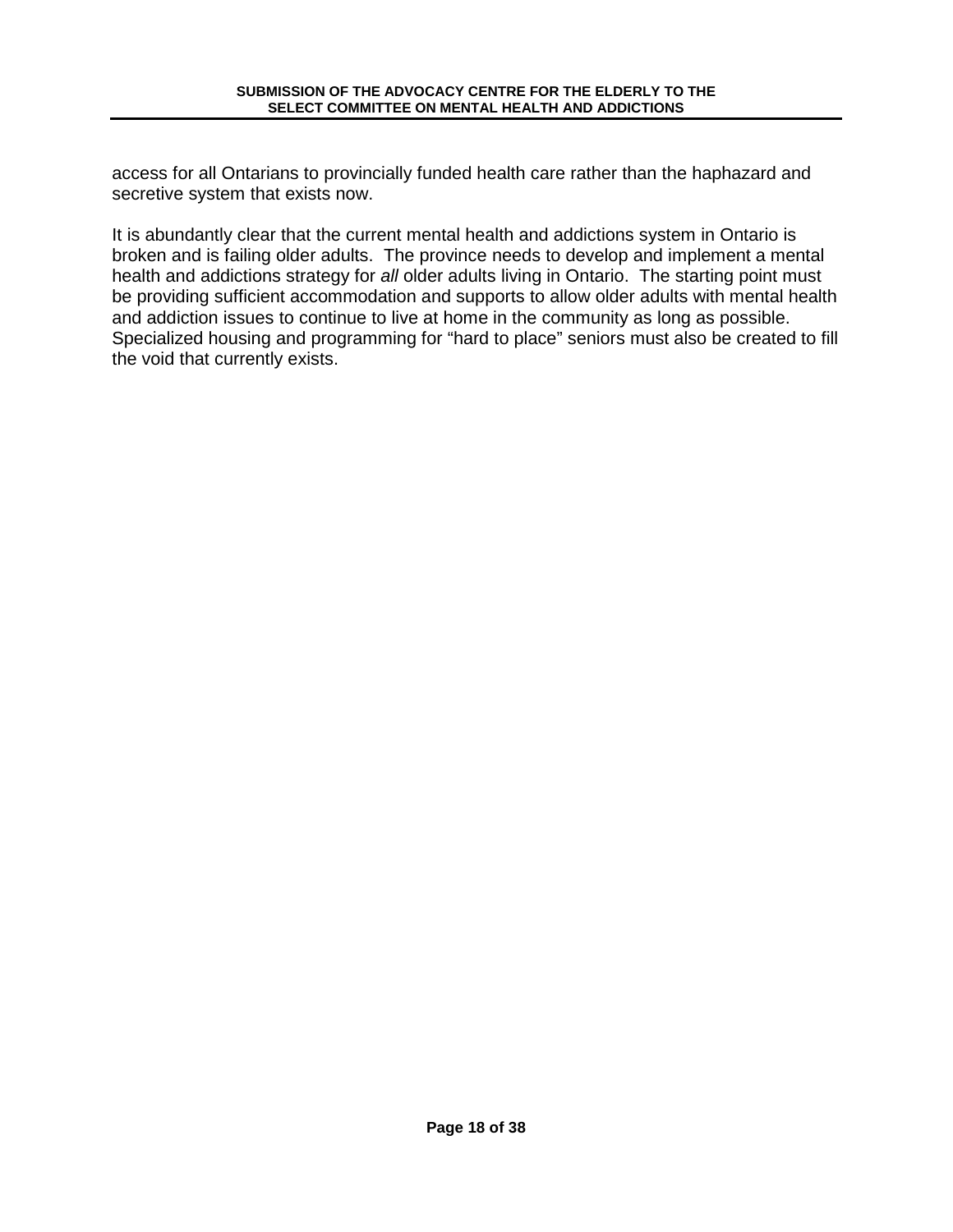access for all Ontarians to provincially funded health care rather than the haphazard and secretive system that exists now.

It is abundantly clear that the current mental health and addictions system in Ontario is broken and is failing older adults. The province needs to develop and implement a mental health and addictions strategy for *all* older adults living in Ontario. The starting point must be providing sufficient accommodation and supports to allow older adults with mental health and addiction issues to continue to live at home in the community as long as possible. Specialized housing and programming for "hard to place" seniors must also be created to fill the void that currently exists.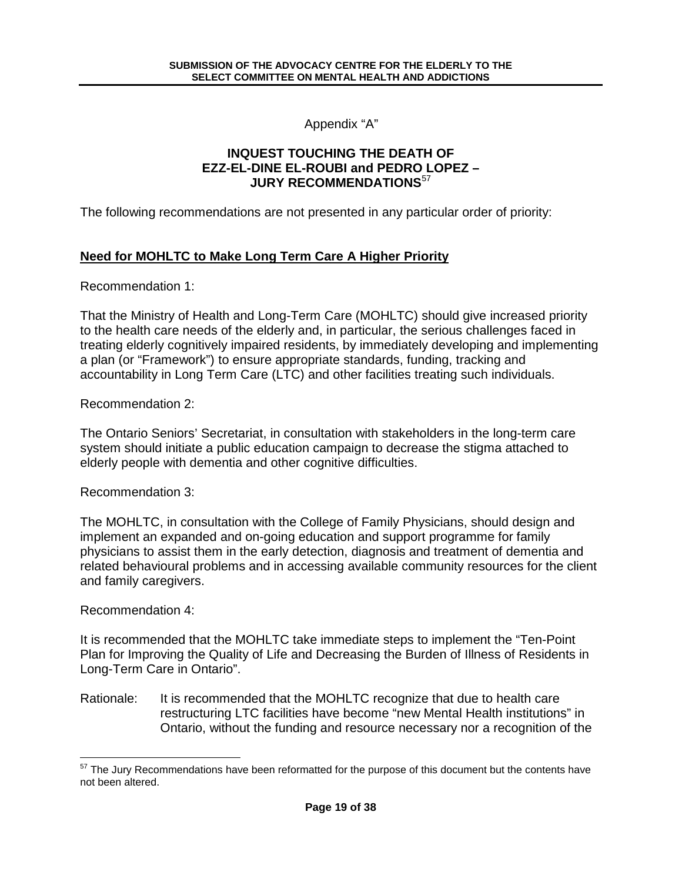Appendix "A"

## INQUEST TOUCHING THE DEATH OF EZZ-EL-DINE EL-ROUBI and PEDRO LOPEZ – JURY RECOMMENDATIONS[57]

The following recommendations are not presented in any particular order of priority:

### Need for MOHLTC to Make Long Term Care A Higher Priority

Recommendation 1:

That the Ministry of Health and Long-Term Care (MOHLTC) should give increased priority to the health care needs of the elderly and, in particular, the serious challenges faced in treating elderly cognitively impaired residents, by immediately developing and implementing a plan (or "Framework") to ensure appropriate standards, funding, tracking and accountability in Long Term Care (LTC) and other facilities treating such individuals.

Recommendation 2:

The Ontario Seniors' Secretariat, in consultation with stakeholders in the long-term care system should initiate a public education campaign to decrease the stigma attached to elderly people with dementia and other cognitive difficulties.

Recommendation 3:

The MOHLTC, in consultation with the College of Family Physicians, should design and implement an expanded and on-going education and support programme for family physicians to assist them in the early detection, diagnosis and treatment of dementia and related behavioural problems and in accessing available community resources for the client and family caregivers.

Recommendation 4:

It is recommended that the MOHLTC take immediate steps to implement the "Ten-Point Plan for Improving the Quality of Life and Decreasing the Burden of Illness of Residents in Long-Term Care in Ontario".

Rationale: It is recommended that the MOHLTC recognize that due to health care restructuring LTC facilities have become "new Mental Health institutions" in Ontario, without the funding and resource necessary nor a recognition of the

[57] The Jury Recommendations have been reformatted for the purpose of this document but the contents have not been altered.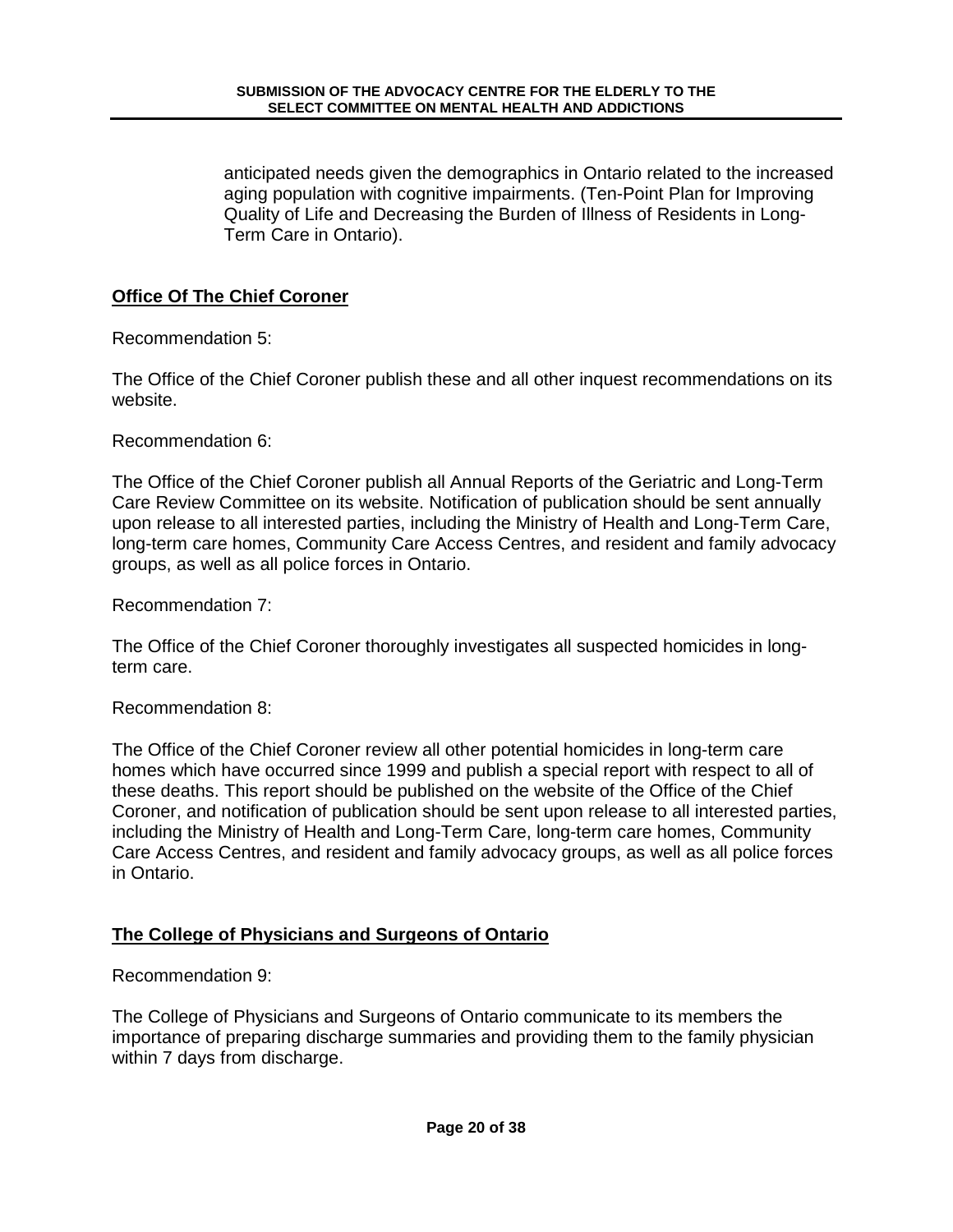anticipated needs given the demographics in Ontario related to the increased aging population with cognitive impairments. (Ten-Point Plan for Improving Quality of Life and Decreasing the Burden of Illness of Residents in Long-Term Care in Ontario).

## **Office Of The Chief Coroner**

Recommendation 5:

The Office of the Chief Coroner publish these and all other inquest recommendations on its website.

Recommendation 6:

The Office of the Chief Coroner publish all Annual Reports of the Geriatric and Long-Term Care Review Committee on its website. Notification of publication should be sent annually upon release to all interested parties, including the Ministry of Health and Long-Term Care, long-term care homes, Community Care Access Centres, and resident and family advocacy groups, as well as all police forces in Ontario.

Recommendation 7:

The Office of the Chief Coroner thoroughly investigates all suspected homicides in long-term care.

Recommendation 8:

The Office of the Chief Coroner review all other potential homicides in long-term care homes which have occurred since 1999 and publish a special report with respect to all of these deaths. This report should be published on the website of the Office of the Chief Coroner, and notification of publication should be sent upon release to all interested parties, including the Ministry of Health and Long-Term Care, long-term care homes, Community Care Access Centres, and resident and family advocacy groups, as well as all police forces in Ontario.

## **The College of Physicians and Surgeons of Ontario**

Recommendation 9:

The College of Physicians and Surgeons of Ontario communicate to its members the importance of preparing discharge summaries and providing them to the family physician within 7 days from discharge.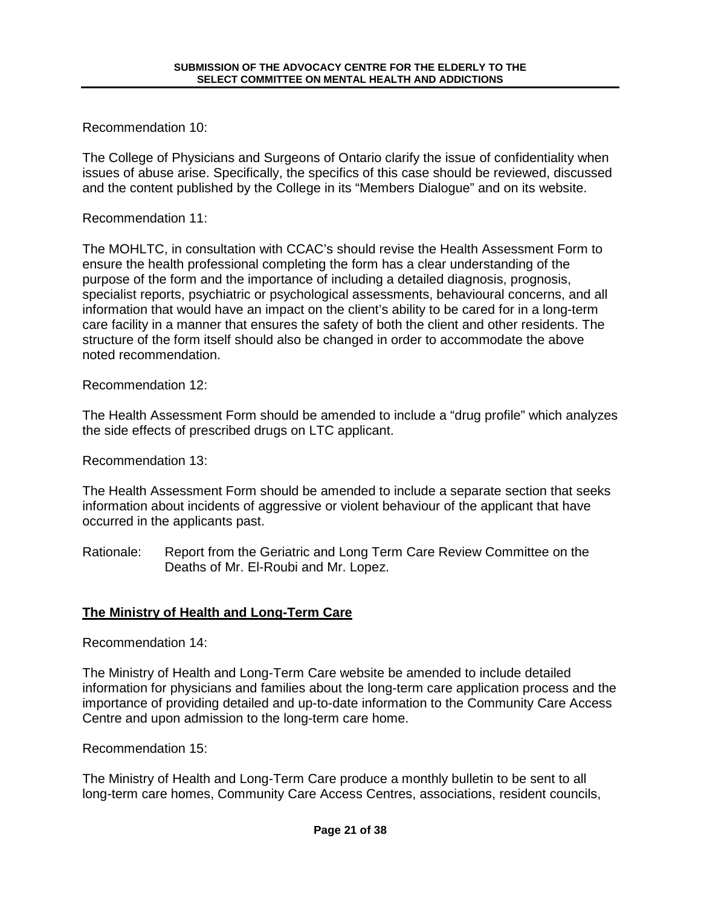Recommendation 10:

The College of Physicians and Surgeons of Ontario clarify the issue of confidentiality when issues of abuse arise. Specifically, the specifics of this case should be reviewed, discussed and the content published by the College in its "Members Dialogue" and on its website.

Recommendation 11:

The MOHLTC, in consultation with CCAC's should revise the Health Assessment Form to ensure the health professional completing the form has a clear understanding of the purpose of the form and the importance of including a detailed diagnosis, prognosis, specialist reports, psychiatric or psychological assessments, behavioural concerns, and all information that would have an impact on the client's ability to be cared for in a long-term care facility in a manner that ensures the safety of both the client and other residents. The structure of the form itself should also be changed in order to accommodate the above noted recommendation.

Recommendation 12:

The Health Assessment Form should be amended to include a "drug profile" which analyzes the side effects of prescribed drugs on LTC applicant.

Recommendation 13:

The Health Assessment Form should be amended to include a separate section that seeks information about incidents of aggressive or violent behaviour of the applicant that have occurred in the applicants past.

Rationale: Report from the Geriatric and Long Term Care Review Committee on the Deaths of Mr. El-Roubi and Mr. Lopez.

## The Ministry of Health and Long-Term Care

Recommendation 14:

The Ministry of Health and Long-Term Care website be amended to include detailed information for physicians and families about the long-term care application process and the importance of providing detailed and up-to-date information to the Community Care Access Centre and upon admission to the long-term care home.

Recommendation 15:

The Ministry of Health and Long-Term Care produce a monthly bulletin to be sent to all long-term care homes, Community Care Access Centres, associations, resident councils,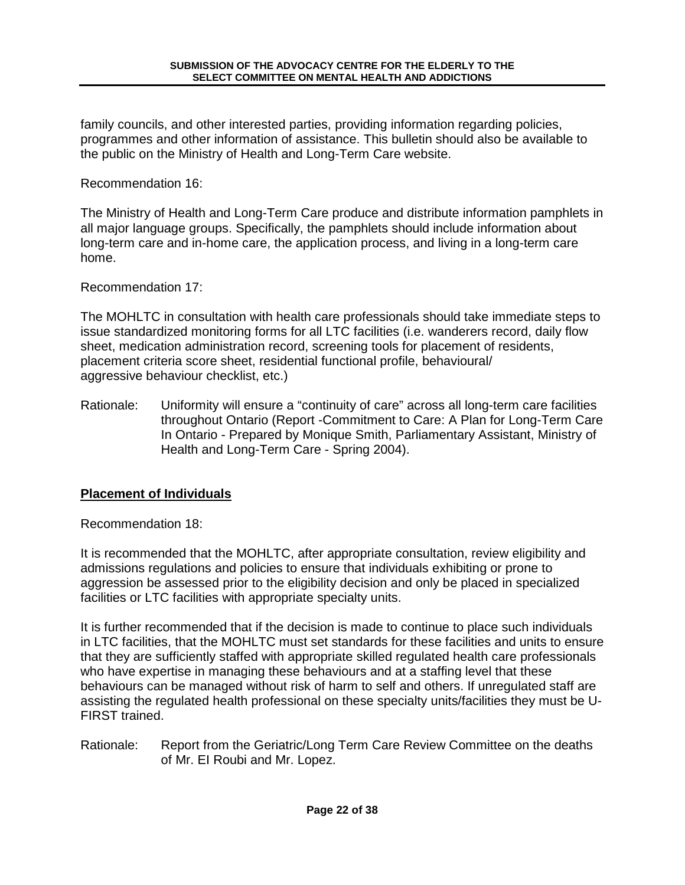family councils, and other interested parties, providing information regarding policies, programmes and other information of assistance. This bulletin should also be available to the public on the Ministry of Health and Long-Term Care website.

Recommendation 16:

The Ministry of Health and Long-Term Care produce and distribute information pamphlets in all major language groups. Specifically, the pamphlets should include information about long-term care and in-home care, the application process, and living in a long-term care home.

Recommendation 17:

The MOHLTC in consultation with health care professionals should take immediate steps to issue standardized monitoring forms for all LTC facilities (i.e. wanderers record, daily flow sheet, medication administration record, screening tools for placement of residents, placement criteria score sheet, residential functional profile, behavioural/ aggressive behaviour checklist, etc.)

Rationale: Uniformity will ensure a "continuity of care" across all long-term care facilities throughout Ontario (Report -Commitment to Care: A Plan for Long-Term Care In Ontario - Prepared by Monique Smith, Parliamentary Assistant, Ministry of Health and Long-Term Care - Spring 2004).

## Placement of Individuals

Recommendation 18:

It is recommended that the MOHLTC, after appropriate consultation, review eligibility and admissions regulations and policies to ensure that individuals exhibiting or prone to aggression be assessed prior to the eligibility decision and only be placed in specialized facilities or LTC facilities with appropriate specialty units.

It is further recommended that if the decision is made to continue to place such individuals in LTC facilities, that the MOHLTC must set standards for these facilities and units to ensure that they are sufficiently staffed with appropriate skilled regulated health care professionals who have expertise in managing these behaviours and at a staffing level that these behaviours can be managed without risk of harm to self and others. If unregulated staff are assisting the regulated health professional on these specialty units/facilities they must be U-FIRST trained.

Rationale: Report from the Geriatric/Long Term Care Review Committee on the deaths of Mr. El Roubi and Mr. Lopez.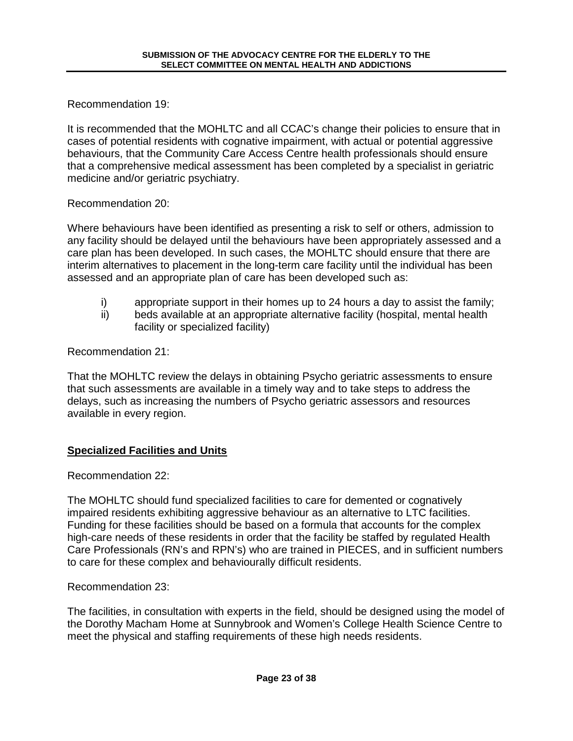Recommendation 19:

It is recommended that the MOHLTC and all CCAC's change their policies to ensure that in cases of potential residents with cognative impairment, with actual or potential aggressive behaviours, that the Community Care Access Centre health professionals should ensure that a comprehensive medical assessment has been completed by a specialist in geriatric medicine and/or geriatric psychiatry.

Recommendation 20:

Where behaviours have been identified as presenting a risk to self or others, admission to any facility should be delayed until the behaviours have been appropriately assessed and a care plan has been developed. In such cases, the MOHLTC should ensure that there are interim alternatives to placement in the long-term care facility until the individual has been assessed and an appropriate plan of care has been developed such as:

i) appropriate support in their homes up to 24 hours a day to assist the family;
ii) beds available at an appropriate alternative facility (hospital, mental health facility or specialized facility)

Recommendation 21:

That the MOHLTC review the delays in obtaining Psycho geriatric assessments to ensure that such assessments are available in a timely way and to take steps to address the delays, such as increasing the numbers of Psycho geriatric assessors and resources available in every region.

## Specialized Facilities and Units

Recommendation 22:

The MOHLTC should fund specialized facilities to care for demented or cognatively impaired residents exhibiting aggressive behaviour as an alternative to LTC facilities. Funding for these facilities should be based on a formula that accounts for the complex high-care needs of these residents in order that the facility be staffed by regulated Health Care Professionals (RN's and RPN's) who are trained in PIECES, and in sufficient numbers to care for these complex and behaviourally difficult residents.

Recommendation 23:

The facilities, in consultation with experts in the field, should be designed using the model of the Dorothy Macham Home at Sunnybrook and Women's College Health Science Centre to meet the physical and staffing requirements of these high needs residents.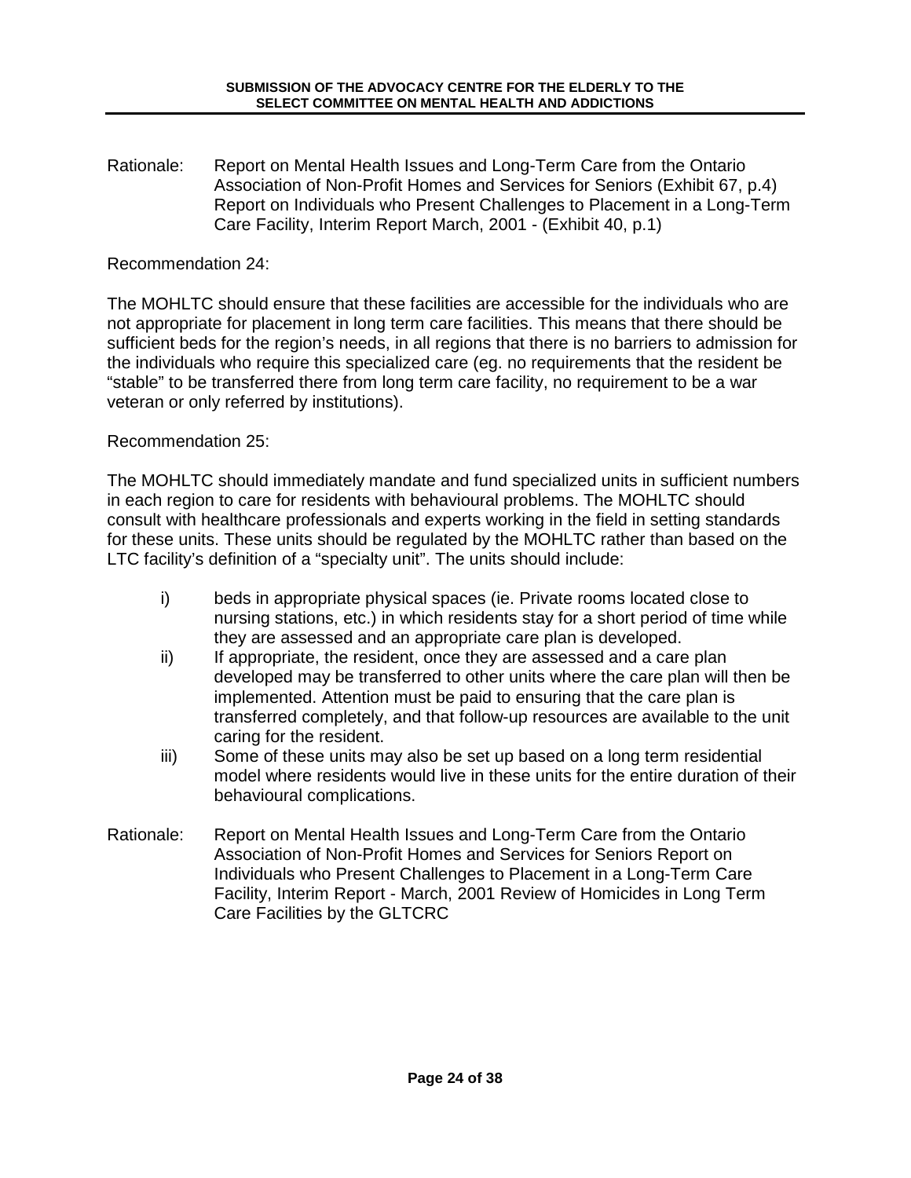Rationale: Report on Mental Health Issues and Long-Term Care from the Ontario Association of Non-Profit Homes and Services for Seniors (Exhibit 67, p.4) Report on Individuals who Present Challenges to Placement in a Long-Term Care Facility, Interim Report March, 2001 - (Exhibit 40, p.1)

Recommendation 24:

The MOHLTC should ensure that these facilities are accessible for the individuals who are not appropriate for placement in long term care facilities. This means that there should be sufficient beds for the region's needs, in all regions that there is no barriers to admission for the individuals who require this specialized care (eg. no requirements that the resident be "stable" to be transferred there from long term care facility, no requirement to be a war veteran or only referred by institutions).

Recommendation 25:

The MOHLTC should immediately mandate and fund specialized units in sufficient numbers in each region to care for residents with behavioural problems. The MOHLTC should consult with healthcare professionals and experts working in the field in setting standards for these units. These units should be regulated by the MOHLTC rather than based on the LTC facility's definition of a "specialty unit". The units should include:

- i) beds in appropriate physical spaces (ie. Private rooms located close to nursing stations, etc.) in which residents stay for a short period of time while they are assessed and an appropriate care plan is developed.
- ii) If appropriate, the resident, once they are assessed and a care plan developed may be transferred to other units where the care plan will then be implemented. Attention must be paid to ensuring that the care plan is transferred completely, and that follow-up resources are available to the unit caring for the resident.
- iii) Some of these units may also be set up based on a long term residential model where residents would live in these units for the entire duration of their behavioural complications.

Rationale: Report on Mental Health Issues and Long-Term Care from the Ontario Association of Non-Profit Homes and Services for Seniors Report on Individuals who Present Challenges to Placement in a Long-Term Care Facility, Interim Report - March, 2001 Review of Homicides in Long Term Care Facilities by the GLTCRC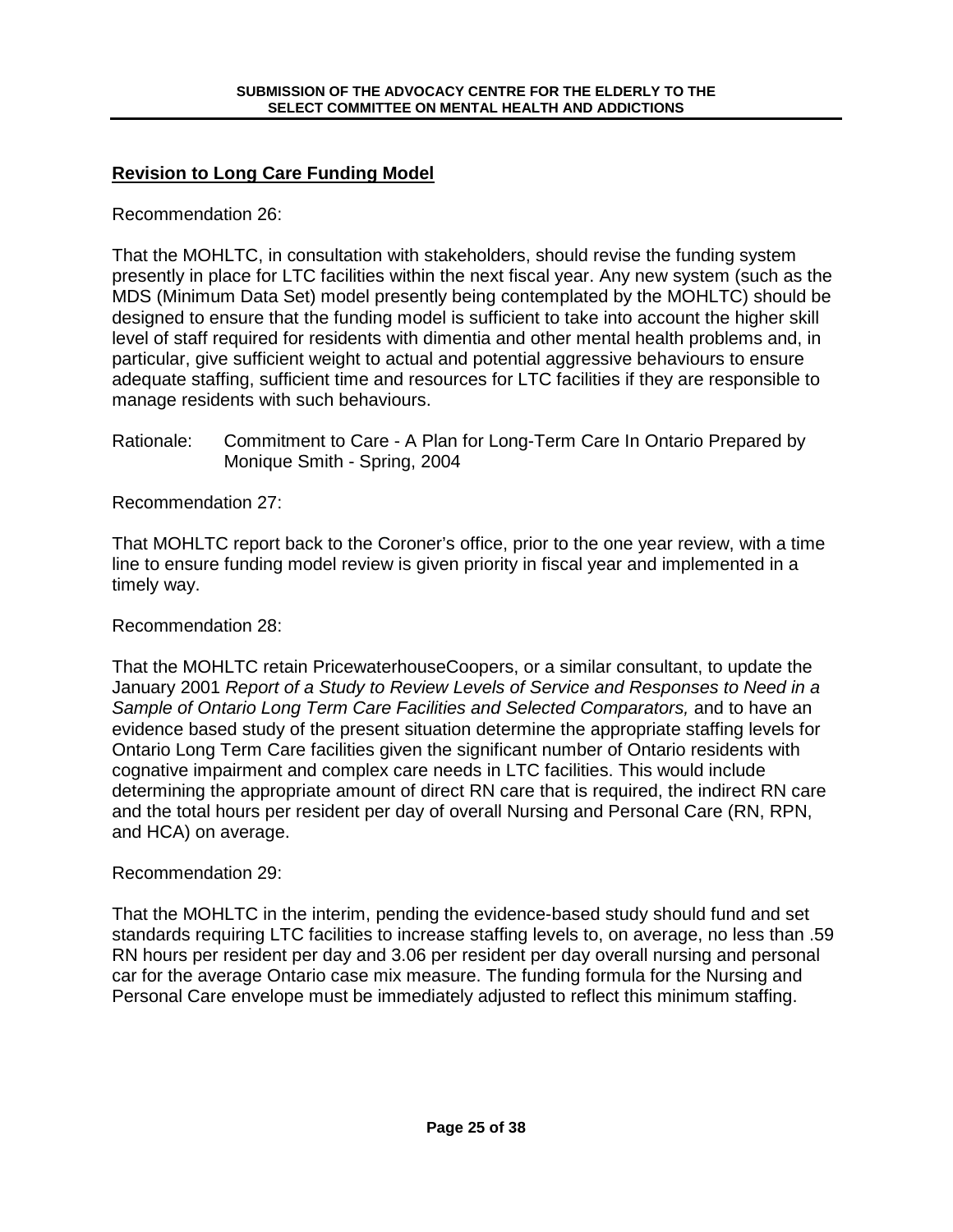## **Revision to Long Care Funding Model**

Recommendation 26:

That the MOHLTC, in consultation with stakeholders, should revise the funding system presently in place for LTC facilities within the next fiscal year. Any new system (such as the MDS (Minimum Data Set) model presently being contemplated by the MOHLTC) should be designed to ensure that the funding model is sufficient to take into account the higher skill level of staff required for residents with dimentia and other mental health problems and, in particular, give sufficient weight to actual and potential aggressive behaviours to ensure adequate staffing, sufficient time and resources for LTC facilities if they are responsible to manage residents with such behaviours.

Rationale: Commitment to Care - A Plan for Long-Term Care In Ontario Prepared by Monique Smith - Spring, 2004

Recommendation 27:

That MOHLTC report back to the Coroner's office, prior to the one year review, with a time line to ensure funding model review is given priority in fiscal year and implemented in a timely way.

Recommendation 28:

That the MOHLTC retain PricewaterhouseCoopers, or a similar consultant, to update the January 2001 *Report of a Study to Review Levels of Service and Responses to Need in a Sample of Ontario Long Term Care Facilities and Selected Comparators,* and to have an evidence based study of the present situation determine the appropriate staffing levels for Ontario Long Term Care facilities given the significant number of Ontario residents with cognative impairment and complex care needs in LTC facilities. This would include determining the appropriate amount of direct RN care that is required, the indirect RN care and the total hours per resident per day of overall Nursing and Personal Care (RN, RPN, and HCA) on average.

Recommendation 29:

That the MOHLTC in the interim, pending the evidence-based study should fund and set standards requiring LTC facilities to increase staffing levels to, on average, no less than .59 RN hours per resident per day and 3.06 per resident per day overall nursing and personal car for the average Ontario case mix measure. The funding formula for the Nursing and Personal Care envelope must be immediately adjusted to reflect this minimum staffing.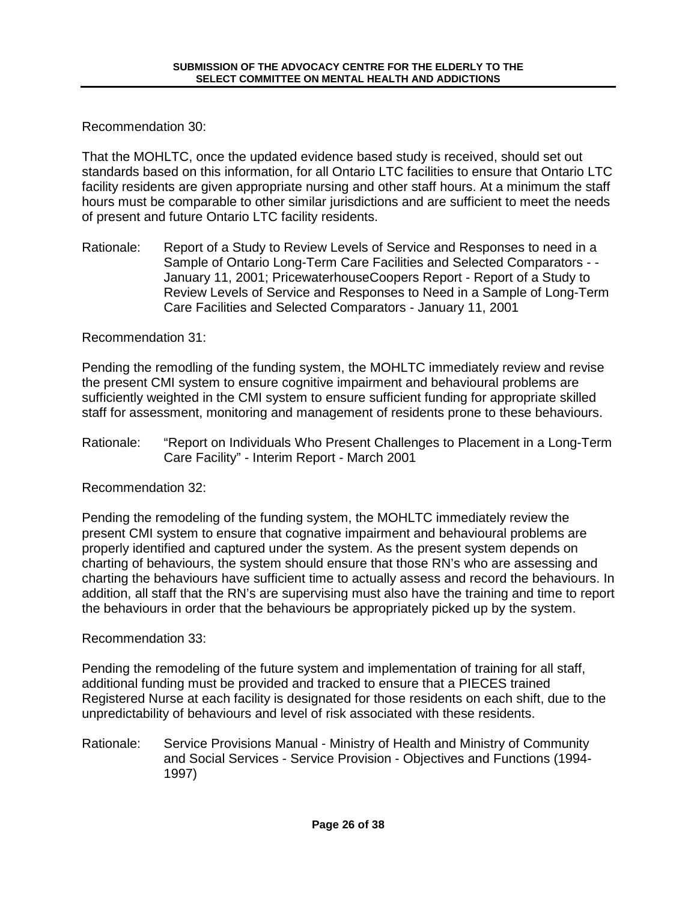Recommendation 30:

That the MOHLTC, once the updated evidence based study is received, should set out standards based on this information, for all Ontario LTC facilities to ensure that Ontario LTC facility residents are given appropriate nursing and other staff hours. At a minimum the staff hours must be comparable to other similar jurisdictions and are sufficient to meet the needs of present and future Ontario LTC facility residents.

Rationale: Report of a Study to Review Levels of Service and Responses to need in a Sample of Ontario Long-Term Care Facilities and Selected Comparators - - January 11, 2001; PricewaterhouseCoopers Report - Report of a Study to Review Levels of Service and Responses to Need in a Sample of Long-Term Care Facilities and Selected Comparators - January 11, 2001

Recommendation 31:

Pending the remodling of the funding system, the MOHLTC immediately review and revise the present CMI system to ensure cognitive impairment and behavioural problems are sufficiently weighted in the CMI system to ensure sufficient funding for appropriate skilled staff for assessment, monitoring and management of residents prone to these behaviours.

Rationale: "Report on Individuals Who Present Challenges to Placement in a Long-Term Care Facility" - Interim Report - March 2001

Recommendation 32:

Pending the remodeling of the funding system, the MOHLTC immediately review the present CMI system to ensure that cognative impairment and behavioural problems are properly identified and captured under the system. As the present system depends on charting of behaviours, the system should ensure that those RN's who are assessing and charting the behaviours have sufficient time to actually assess and record the behaviours. In addition, all staff that the RN's are supervising must also have the training and time to report the behaviours in order that the behaviours be appropriately picked up by the system.

Recommendation 33:

Pending the remodeling of the future system and implementation of training for all staff, additional funding must be provided and tracked to ensure that a PIECES trained Registered Nurse at each facility is designated for those residents on each shift, due to the unpredictability of behaviours and level of risk associated with these residents.

Rationale: Service Provisions Manual - Ministry of Health and Ministry of Community and Social Services - Service Provision - Objectives and Functions (1994-1997)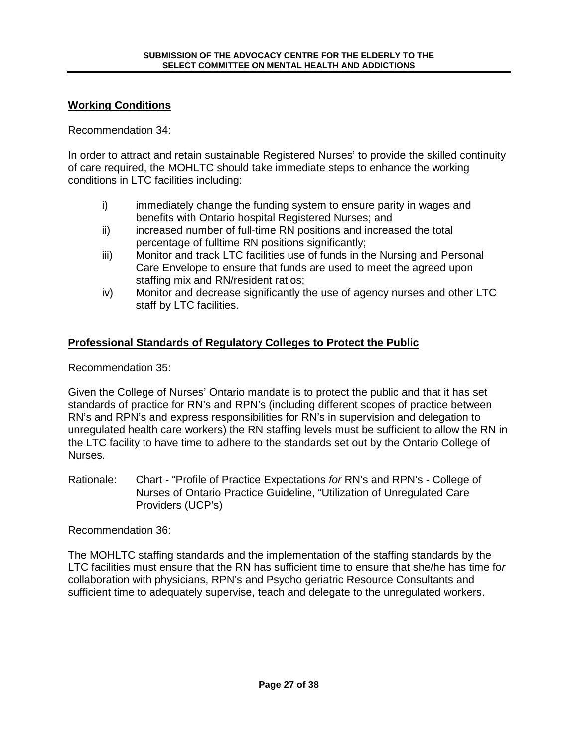## Working Conditions

Recommendation 34:

In order to attract and retain sustainable Registered Nurses' to provide the skilled continuity of care required, the MOHLTC should take immediate steps to enhance the working conditions in LTC facilities including:

i) immediately change the funding system to ensure parity in wages and benefits with Ontario hospital Registered Nurses; and
ii) increased number of full-time RN positions and increased the total percentage of fulltime RN positions significantly;
iii) Monitor and track LTC facilities use of funds in the Nursing and Personal Care Envelope to ensure that funds are used to meet the agreed upon staffing mix and RN/resident ratios;
iv) Monitor and decrease significantly the use of agency nurses and other LTC staff by LTC facilities.

## Professional Standards of Regulatory Colleges to Protect the Public

Recommendation 35:

Given the College of Nurses' Ontario mandate is to protect the public and that it has set standards of practice for RN's and RPN's (including different scopes of practice between RN's and RPN's and express responsibilities for RN's in supervision and delegation to unregulated health care workers) the RN staffing levels must be sufficient to allow the RN in the LTC facility to have time to adhere to the standards set out by the Ontario College of Nurses.

Rationale: Chart - "Profile of Practice Expectations *for* RN's and RPN's - College of Nurses of Ontario Practice Guideline, "Utilization of Unregulated Care Providers (UCP's)

Recommendation 36:

The MOHLTC staffing standards and the implementation of the staffing standards by the LTC facilities must ensure that the RN has sufficient time to ensure that she/he has time fo*r* collaboration with physicians, RPN's and Psycho geriatric Resource Consultants and sufficient time to adequately supervise, teach and delegate to the unregulated workers.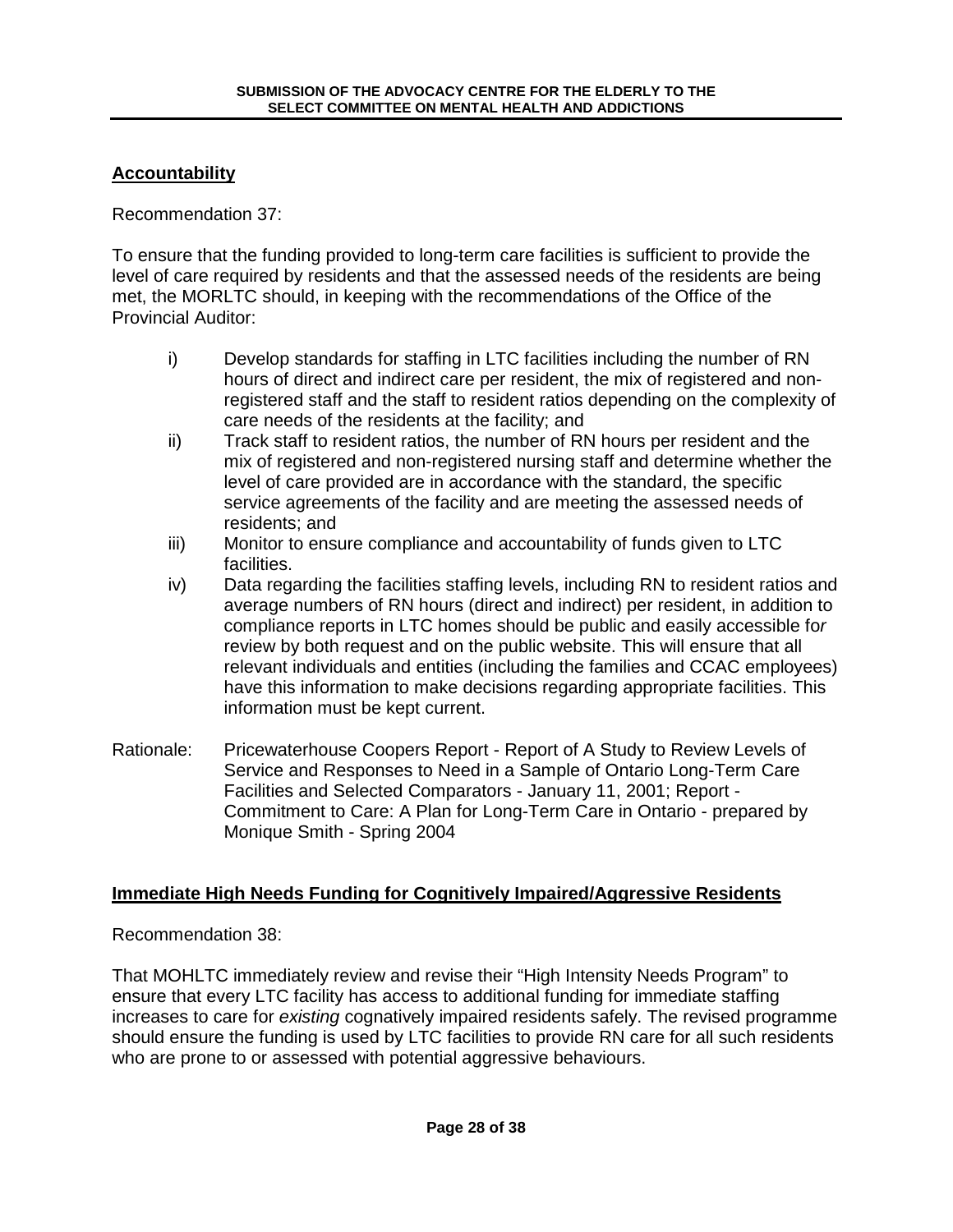## **Accountability**

Recommendation 37:

To ensure that the funding provided to long-term care facilities is sufficient to provide the level of care required by residents and that the assessed needs of the residents are being met, the MORLTC should, in keeping with the recommendations of the Office of the Provincial Auditor:

i) Develop standards for staffing in LTC facilities including the number of RN hours of direct and indirect care per resident, the mix of registered and non-registered staff and the staff to resident ratios depending on the complexity of care needs of the residents at the facility; and

ii) Track staff to resident ratios, the number of RN hours per resident and the mix of registered and non-registered nursing staff and determine whether the level of care provided are in accordance with the standard, the specific service agreements of the facility and are meeting the assessed needs of residents; and

iii) Monitor to ensure compliance and accountability of funds given to LTC facilities.

iv) Data regarding the facilities staffing levels, including RN to resident ratios and average numbers of RN hours (direct and indirect) per resident, in addition to compliance reports in LTC homes should be public and easily accessible for review by both request and on the public website. This will ensure that all relevant individuals and entities (including the families and CCAC employees) have this information to make decisions regarding appropriate facilities. This information must be kept current.

Rationale: Pricewaterhouse Coopers Report - Report of A Study to Review Levels of Service and Responses to Need in a Sample of Ontario Long-Term Care Facilities and Selected Comparators - January 11, 2001; Report - Commitment to Care: A Plan for Long-Term Care in Ontario - prepared by Monique Smith - Spring 2004

## **Immediate High Needs Funding for Cognitively Impaired/Aggressive Residents**

Recommendation 38:

That MOHLTC immediately review and revise their “High Intensity Needs Program” to ensure that every LTC facility has access to additional funding for immediate staffing increases to care for *existing* cognatively impaired residents safely. The revised programme should ensure the funding is used by LTC facilities to provide RN care for all such residents who are prone to or assessed with potential aggressive behaviours.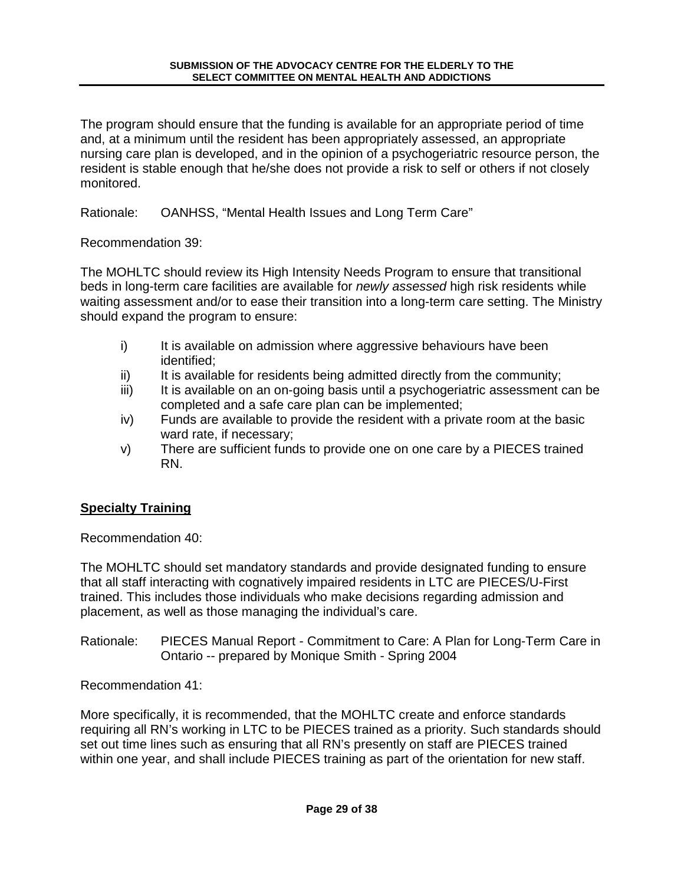The program should ensure that the funding is available for an appropriate period of time and, at a minimum until the resident has been appropriately assessed, an appropriate nursing care plan is developed, and in the opinion of a psychogeriatric resource person, the resident is stable enough that he/she does not provide a risk to self or others if not closely monitored.

Rationale: OANHSS, "Mental Health Issues and Long Term Care"

Recommendation 39:

The MOHLTC should review its High Intensity Needs Program to ensure that transitional beds in long-term care facilities are available for *newly assessed* high risk residents while waiting assessment and/or to ease their transition into a long-term care setting. The Ministry should expand the program to ensure:

- i) It is available on admission where aggressive behaviours have been identified;
- ii) It is available for residents being admitted directly from the community;
- iii) It is available on an on-going basis until a psychogeriatric assessment can be completed and a safe care plan can be implemented;
- iv) Funds are available to provide the resident with a private room at the basic ward rate, if necessary;
- v) There are sufficient funds to provide one on one care by a PIECES trained RN.

## **Specialty Training**

Recommendation 40:

The MOHLTC should set mandatory standards and provide designated funding to ensure that all staff interacting with cognatively impaired residents in LTC are PIECES/U-First trained. This includes those individuals who make decisions regarding admission and placement, as well as those managing the individual's care.

Rationale: PIECES Manual Report - Commitment to Care: A Plan for Long-Term Care in Ontario -- prepared by Monique Smith - Spring 2004

Recommendation 41:

More specifically, it is recommended, that the MOHLTC create and enforce standards requiring all RN's working in LTC to be PIECES trained as a priority. Such standards should set out time lines such as ensuring that all RN's presently on staff are PIECES trained within one year, and shall include PIECES training as part of the orientation for new staff.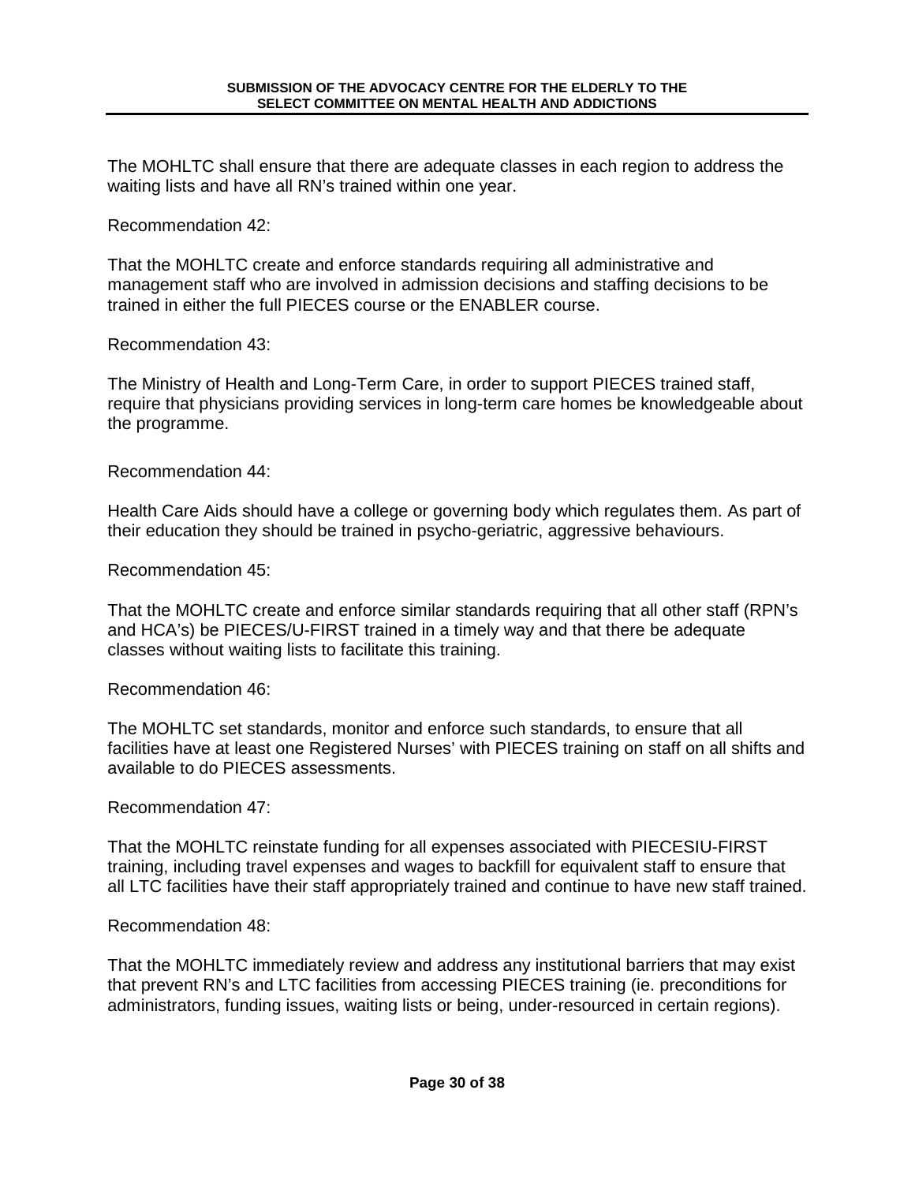The MOHLTC shall ensure that there are adequate classes in each region to address the waiting lists and have all RN's trained within one year.

Recommendation 42:

That the MOHLTC create and enforce standards requiring all administrative and management staff who are involved in admission decisions and staffing decisions to be trained in either the full PIECES course or the ENABLER course.

Recommendation 43:

The Ministry of Health and Long-Term Care, in order to support PIECES trained staff, require that physicians providing services in long-term care homes be knowledgeable about the programme.

Recommendation 44:

Health Care Aids should have a college or governing body which regulates them. As part of their education they should be trained in psycho-geriatric, aggressive behaviours.

Recommendation 45:

That the MOHLTC create and enforce similar standards requiring that all other staff (RPN's and HCA's) be PIECES/U-FIRST trained in a timely way and that there be adequate classes without waiting lists to facilitate this training.

Recommendation 46:

The MOHLTC set standards, monitor and enforce such standards, to ensure that all facilities have at least one Registered Nurses' with PIECES training on staff on all shifts and available to do PIECES assessments.

Recommendation 47:

That the MOHLTC reinstate funding for all expenses associated with PIECESIU-FIRST training, including travel expenses and wages to backfill for equivalent staff to ensure that all LTC facilities have their staff appropriately trained and continue to have new staff trained.

Recommendation 48:

That the MOHLTC immediately review and address any institutional barriers that may exist that prevent RN's and LTC facilities from accessing PIECES training (ie. preconditions for administrators, funding issues, waiting lists or being, under-resourced in certain regions).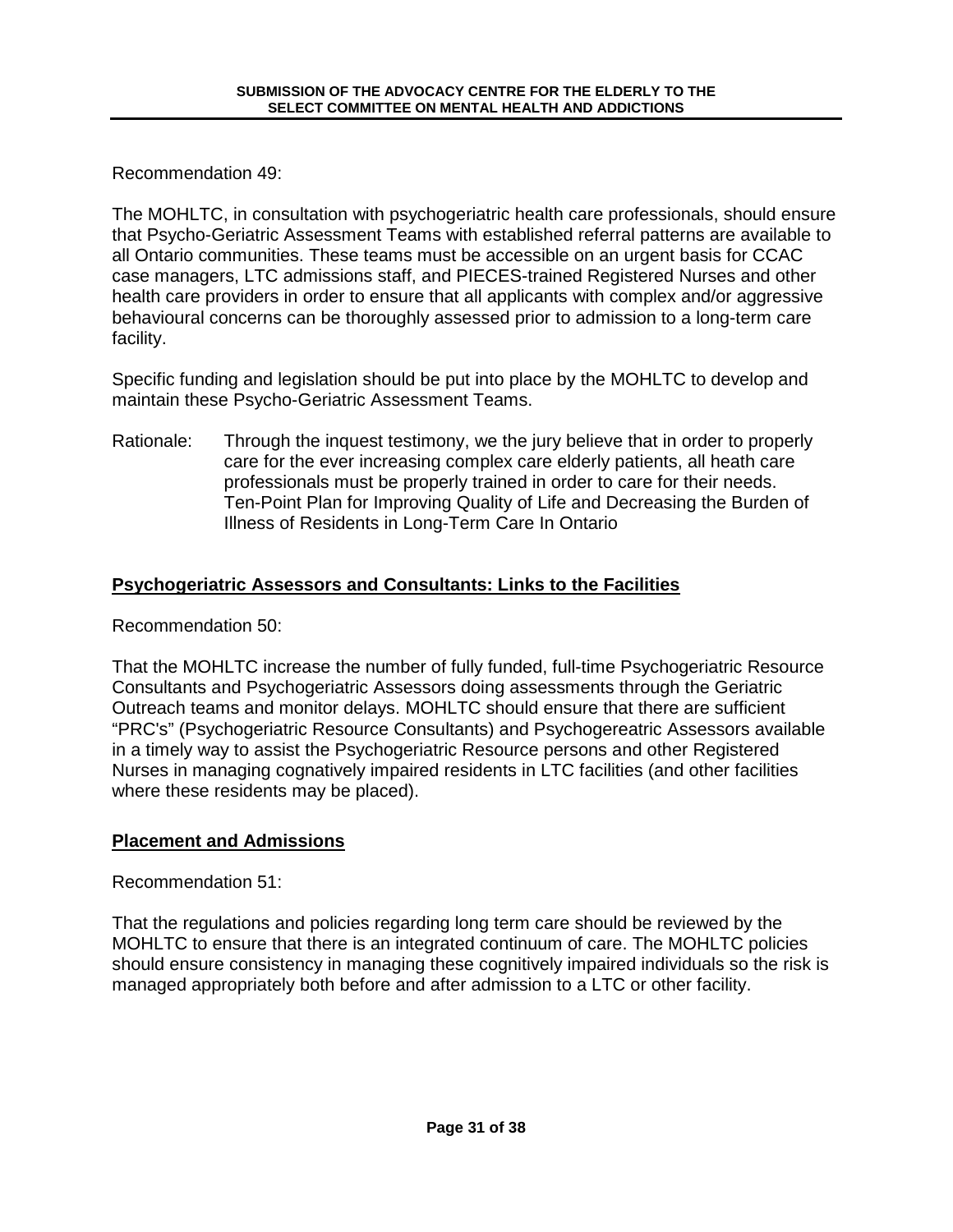Recommendation 49:

The MOHLTC, in consultation with psychogeriatric health care professionals, should ensure that Psycho-Geriatric Assessment Teams with established referral patterns are available to all Ontario communities. These teams must be accessible on an urgent basis for CCAC case managers, LTC admissions staff, and PIECES-trained Registered Nurses and other health care providers in order to ensure that all applicants with complex and/or aggressive behavioural concerns can be thoroughly assessed prior to admission to a long-term care facility.

Specific funding and legislation should be put into place by the MOHLTC to develop and maintain these Psycho-Geriatric Assessment Teams.

Rationale: Through the inquest testimony, we the jury believe that in order to properly care for the ever increasing complex care elderly patients, all heath care professionals must be properly trained in order to care for their needs. Ten-Point Plan for Improving Quality of Life and Decreasing the Burden of Illness of Residents in Long-Term Care In Ontario

## Psychogeriatric Assessors and Consultants: Links to the Facilities

Recommendation 50:

That the MOHLTC increase the number of fully funded, full-time Psychogeriatric Resource Consultants and Psychogeriatric Assessors doing assessments through the Geriatric Outreach teams and monitor delays. MOHLTC should ensure that there are sufficient "PRC's" (Psychogeriatric Resource Consultants) and Psychogereatric Assessors available in a timely way to assist the Psychogeriatric Resource persons and other Registered Nurses in managing cognatively impaired residents in LTC facilities (and other facilities where these residents may be placed).

## Placement and Admissions

Recommendation 51:

That the regulations and policies regarding long term care should be reviewed by the MOHLTC to ensure that there is an integrated continuum of care. The MOHLTC policies should ensure consistency in managing these cognitively impaired individuals so the risk is managed appropriately both before and after admission to a LTC or other facility.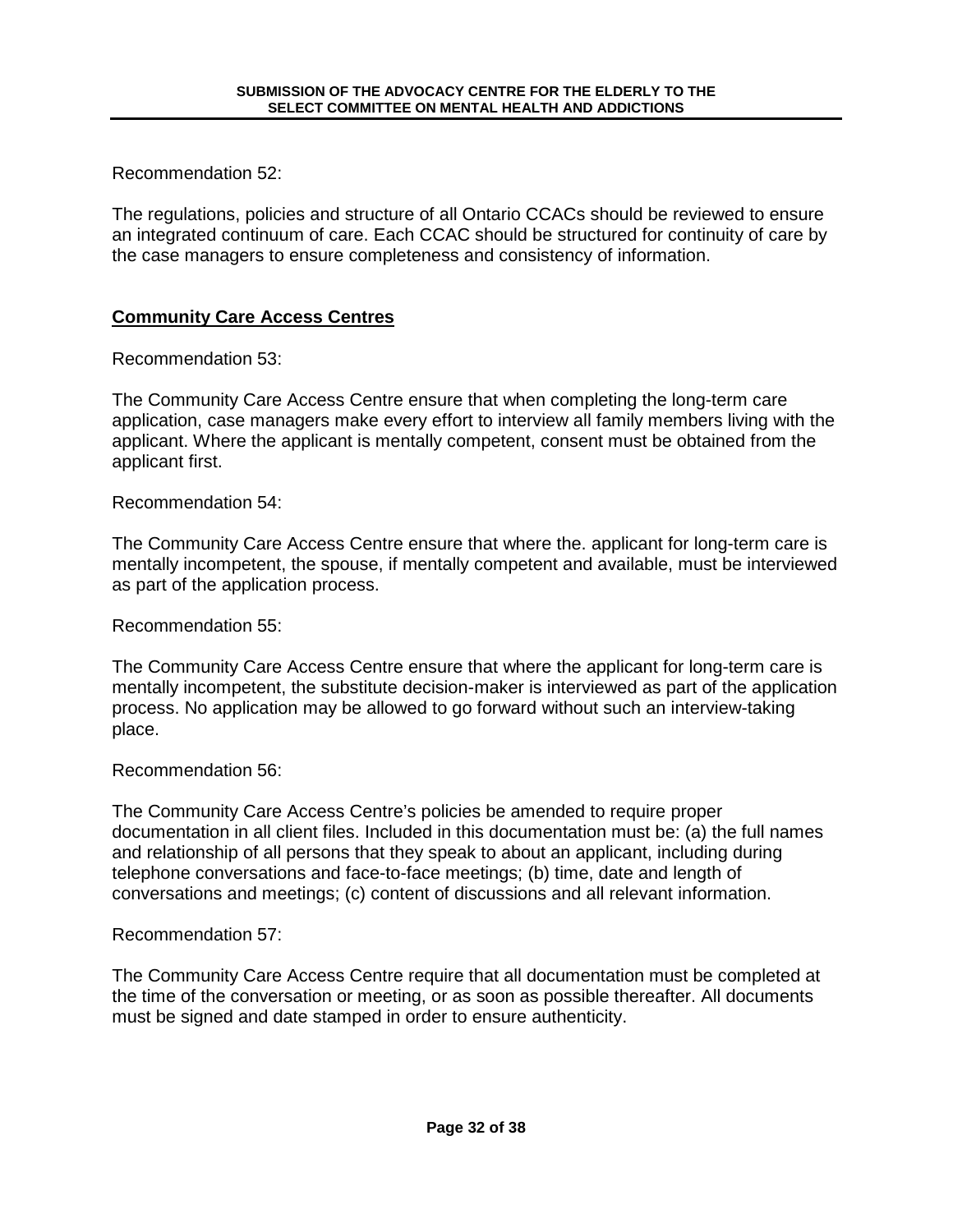Recommendation 52:

The regulations, policies and structure of all Ontario CCACs should be reviewed to ensure an integrated continuum of care. Each CCAC should be structured for continuity of care by the case managers to ensure completeness and consistency of information.

## Community Care Access Centres

Recommendation 53:

The Community Care Access Centre ensure that when completing the long-term care application, case managers make every effort to interview all family members living with the applicant. Where the applicant is mentally competent, consent must be obtained from the applicant first.

Recommendation 54:

The Community Care Access Centre ensure that where the. applicant for long-term care is mentally incompetent, the spouse, if mentally competent and available, must be interviewed as part of the application process.

Recommendation 55:

The Community Care Access Centre ensure that where the applicant for long-term care is mentally incompetent, the substitute decision-maker is interviewed as part of the application process. No application may be allowed to go forward without such an interview-taking place.

Recommendation 56:

The Community Care Access Centre's policies be amended to require proper documentation in all client files. Included in this documentation must be: (a) the full names and relationship of all persons that they speak to about an applicant, including during telephone conversations and face-to-face meetings; (b) time, date and length of conversations and meetings; (c) content of discussions and all relevant information.

Recommendation 57:

The Community Care Access Centre require that all documentation must be completed at the time of the conversation or meeting, or as soon as possible thereafter. All documents must be signed and date stamped in order to ensure authenticity.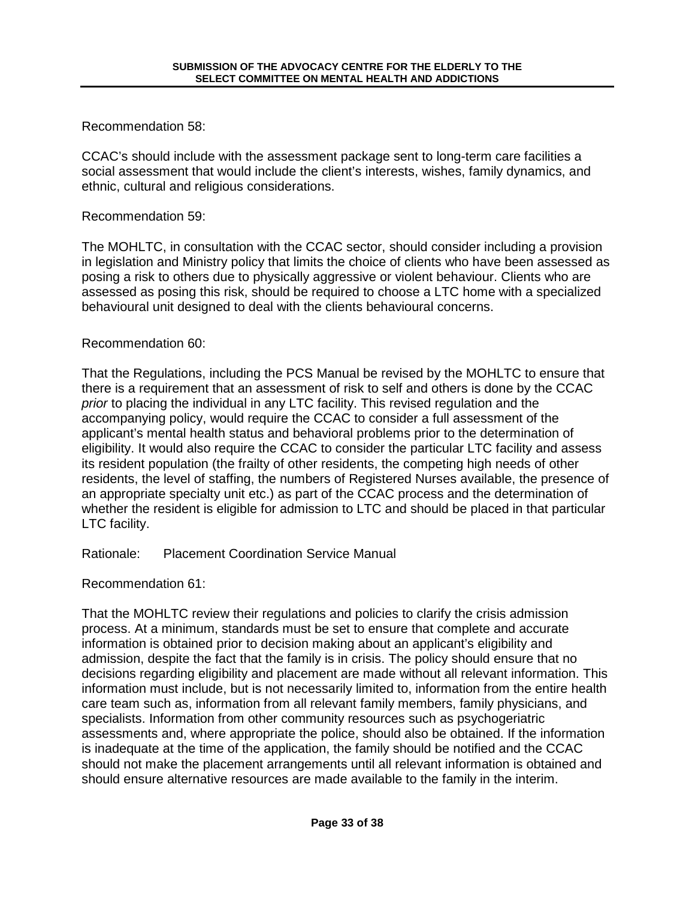Recommendation 58:

CCAC's should include with the assessment package sent to long-term care facilities a social assessment that would include the client's interests, wishes, family dynamics, and ethnic, cultural and religious considerations.

Recommendation 59:

The MOHLTC, in consultation with the CCAC sector, should consider including a provision in legislation and Ministry policy that limits the choice of clients who have been assessed as posing a risk to others due to physically aggressive or violent behaviour. Clients who are assessed as posing this risk, should be required to choose a LTC home with a specialized behavioural unit designed to deal with the clients behavioural concerns.

Recommendation 60:

That the Regulations, including the PCS Manual be revised by the MOHLTC to ensure that there is a requirement that an assessment of risk to self and others is done by the CCAC *prior* to placing the individual in any LTC facility. This revised regulation and the accompanying policy, would require the CCAC to consider a full assessment of the applicant's mental health status and behavioral problems prior to the determination of eligibility. It would also require the CCAC to consider the particular LTC facility and assess its resident population (the frailty of other residents, the competing high needs of other residents, the level of staffing, the numbers of Registered Nurses available, the presence of an appropriate specialty unit etc.) as part of the CCAC process and the determination of whether the resident is eligible for admission to LTC and should be placed in that particular LTC facility.

Rationale: Placement Coordination Service Manual

Recommendation 61:

That the MOHLTC review their regulations and policies to clarify the crisis admission process. At a minimum, standards must be set to ensure that complete and accurate information is obtained prior to decision making about an applicant's eligibility and admission, despite the fact that the family is in crisis. The policy should ensure that no decisions regarding eligibility and placement are made without all relevant information. This information must include, but is not necessarily limited to, information from the entire health care team such as, information from all relevant family members, family physicians, and specialists. Information from other community resources such as psychogeriatric assessments and, where appropriate the police, should also be obtained. If the information is inadequate at the time of the application, the family should be notified and the CCAC should not make the placement arrangements until all relevant information is obtained and should ensure alternative resources are made available to the family in the interim.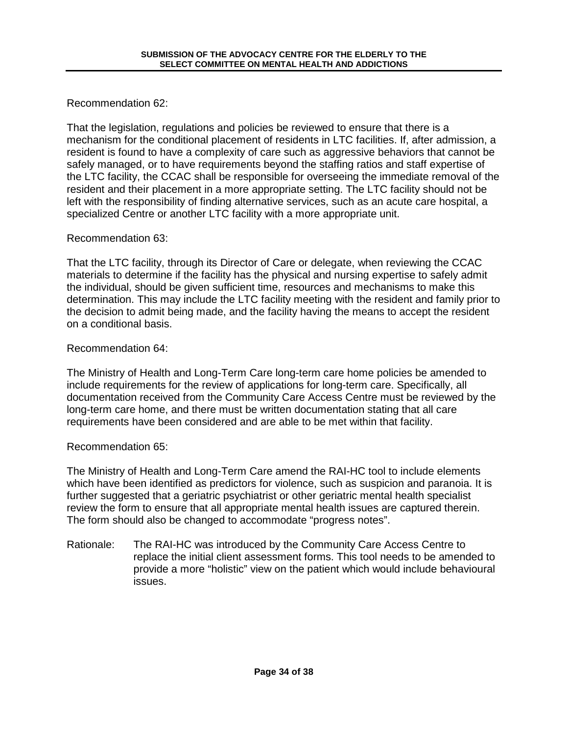Recommendation 62:

That the legislation, regulations and policies be reviewed to ensure that there is a mechanism for the conditional placement of residents in LTC facilities. If, after admission, a resident is found to have a complexity of care such as aggressive behaviors that cannot be safely managed, or to have requirements beyond the staffing ratios and staff expertise of the LTC facility, the CCAC shall be responsible for overseeing the immediate removal of the resident and their placement in a more appropriate setting. The LTC facility should not be left with the responsibility of finding alternative services, such as an acute care hospital, a specialized Centre or another LTC facility with a more appropriate unit.

Recommendation 63:

That the LTC facility, through its Director of Care or delegate, when reviewing the CCAC materials to determine if the facility has the physical and nursing expertise to safely admit the individual, should be given sufficient time, resources and mechanisms to make this determination. This may include the LTC facility meeting with the resident and family prior to the decision to admit being made, and the facility having the means to accept the resident on a conditional basis.

Recommendation 64:

The Ministry of Health and Long-Term Care long-term care home policies be amended to include requirements for the review of applications for long-term care. Specifically, all documentation received from the Community Care Access Centre must be reviewed by the long-term care home, and there must be written documentation stating that all care requirements have been considered and are able to be met within that facility.

Recommendation 65:

The Ministry of Health and Long-Term Care amend the RAI-HC tool to include elements which have been identified as predictors for violence, such as suspicion and paranoia. It is further suggested that a geriatric psychiatrist or other geriatric mental health specialist review the form to ensure that all appropriate mental health issues are captured therein. The form should also be changed to accommodate "progress notes".

Rationale: The RAI-HC was introduced by the Community Care Access Centre to replace the initial client assessment forms. This tool needs to be amended to provide a more "holistic" view on the patient which would include behavioural issues.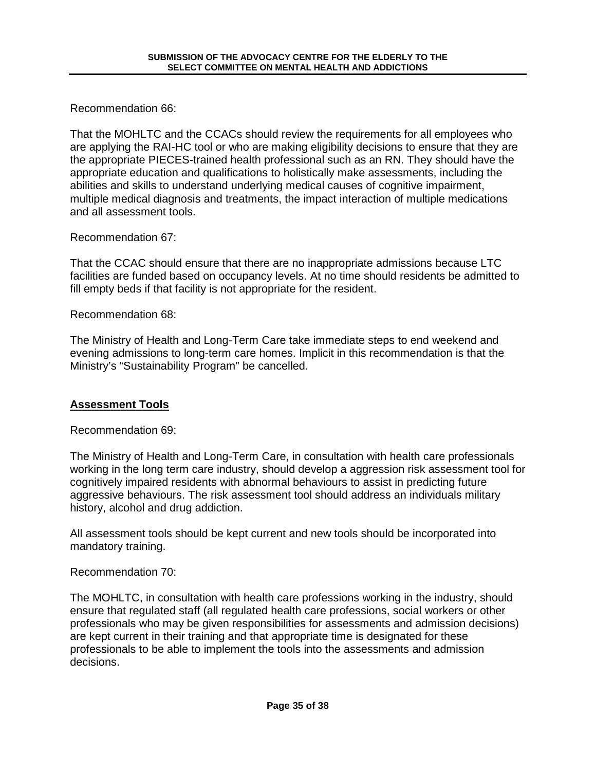Recommendation 66:

That the MOHLTC and the CCACs should review the requirements for all employees who are applying the RAI-HC tool or who are making eligibility decisions to ensure that they are the appropriate PIECES-trained health professional such as an RN. They should have the appropriate education and qualifications to holistically make assessments, including the abilities and skills to understand underlying medical causes of cognitive impairment, multiple medical diagnosis and treatments, the impact interaction of multiple medications and all assessment tools.

Recommendation 67:

That the CCAC should ensure that there are no inappropriate admissions because LTC facilities are funded based on occupancy levels. At no time should residents be admitted to fill empty beds if that facility is not appropriate for the resident.

Recommendation 68:

The Ministry of Health and Long-Term Care take immediate steps to end weekend and evening admissions to long-term care homes. Implicit in this recommendation is that the Ministry's "Sustainability Program" be cancelled.

## Assessment Tools

Recommendation 69:

The Ministry of Health and Long-Term Care, in consultation with health care professionals working in the long term care industry, should develop a aggression risk assessment tool for cognitively impaired residents with abnormal behaviours to assist in predicting future aggressive behaviours. The risk assessment tool should address an individuals military history, alcohol and drug addiction.

All assessment tools should be kept current and new tools should be incorporated into mandatory training.

Recommendation 70:

The MOHLTC, in consultation with health care professions working in the industry, should ensure that regulated staff (all regulated health care professions, social workers or other professionals who may be given responsibilities for assessments and admission decisions) are kept current in their training and that appropriate time is designated for these professionals to be able to implement the tools into the assessments and admission decisions.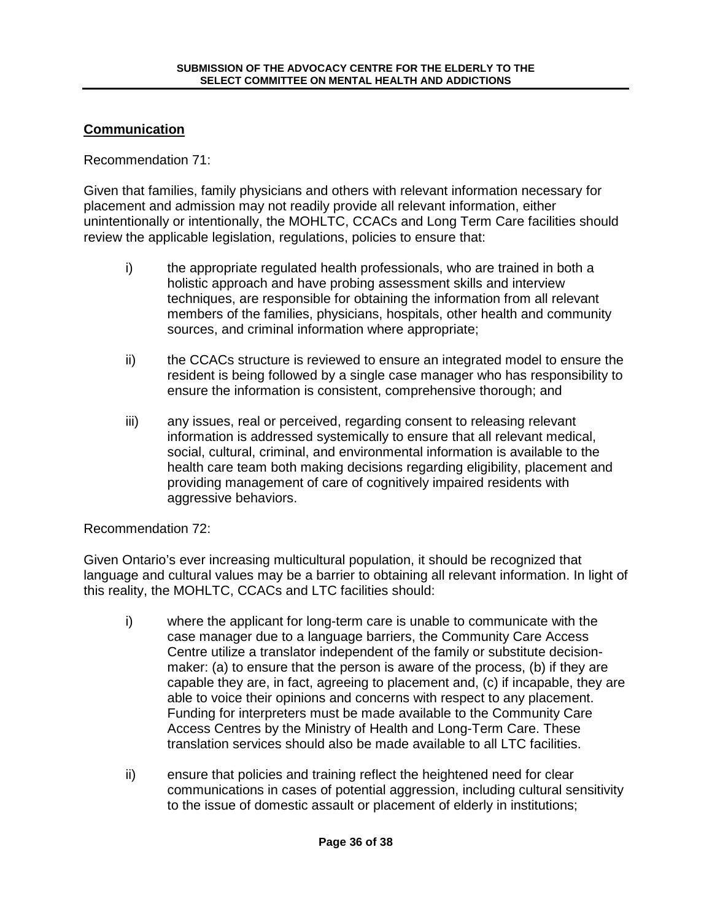## Communication

Recommendation 71:

Given that families, family physicians and others with relevant information necessary for placement and admission may not readily provide all relevant information, either unintentionally or intentionally, the MOHLTC, CCACs and Long Term Care facilities should review the applicable legislation, regulations, policies to ensure that:

i) the appropriate regulated health professionals, who are trained in both a holistic approach and have probing assessment skills and interview techniques, are responsible for obtaining the information from all relevant members of the families, physicians, hospitals, other health and community sources, and criminal information where appropriate;

ii) the CCACs structure is reviewed to ensure an integrated model to ensure the resident is being followed by a single case manager who has responsibility to ensure the information is consistent, comprehensive thorough; and

iii) any issues, real or perceived, regarding consent to releasing relevant information is addressed systemically to ensure that all relevant medical, social, cultural, criminal, and environmental information is available to the health care team both making decisions regarding eligibility, placement and providing management of care of cognitively impaired residents with aggressive behaviors.

Recommendation 72:

Given Ontario's ever increasing multicultural population, it should be recognized that language and cultural values may be a barrier to obtaining all relevant information. In light of this reality, the MOHLTC, CCACs and LTC facilities should:

i) where the applicant for long-term care is unable to communicate with the case manager due to a language barriers, the Community Care Access Centre utilize a translator independent of the family or substitute decision-maker: (a) to ensure that the person is aware of the process, (b) if they are capable they are, in fact, agreeing to placement and, (c) if incapable, they are able to voice their opinions and concerns with respect to any placement. Funding for interpreters must be made available to the Community Care Access Centres by the Ministry of Health and Long-Term Care. These translation services should also be made available to all LTC facilities.

ii) ensure that policies and training reflect the heightened need for clear communications in cases of potential aggression, including cultural sensitivity to the issue of domestic assault or placement of elderly in institutions;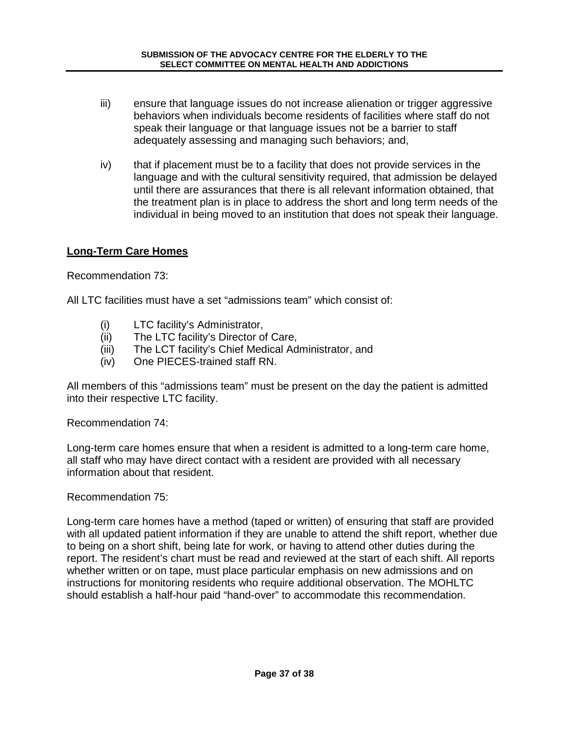iii) ensure that language issues do not increase alienation or trigger aggressive behaviors when individuals become residents of facilities where staff do not speak their language or that language issues not be a barrier to staff adequately assessing and managing such behaviors; and,

iv) that if placement must be to a facility that does not provide services in the language and with the cultural sensitivity required, that admission be delayed until there are assurances that there is all relevant information obtained, that the treatment plan is in place to address the short and long term needs of the individual in being moved to an institution that does not speak their language.

**Long-Term Care Homes**

Recommendation 73:

All LTC facilities must have a set "admissions team" which consist of:

(i) LTC facility's Administrator,
(ii) The LTC facility's Director of Care,
(iii) The LCT facility's Chief Medical Administrator, and
(iv) One PIECES-trained staff RN.

All members of this "admissions team" must be present on the day the patient is admitted into their respective LTC facility.

Recommendation 74:

Long-term care homes ensure that when a resident is admitted to a long-term care home, all staff who may have direct contact with a resident are provided with all necessary information about that resident.

Recommendation 75:

Long-term care homes have a method (taped or written) of ensuring that staff are provided with all updated patient information if they are unable to attend the shift report, whether due to being on a short shift, being late for work, or having to attend other duties during the report. The resident's chart must be read and reviewed at the start of each shift. All reports whether written or on tape, must place particular emphasis on new admissions and on instructions for monitoring residents who require additional observation. The MOHLTC should establish a half-hour paid "hand-over" to accommodate this recommendation.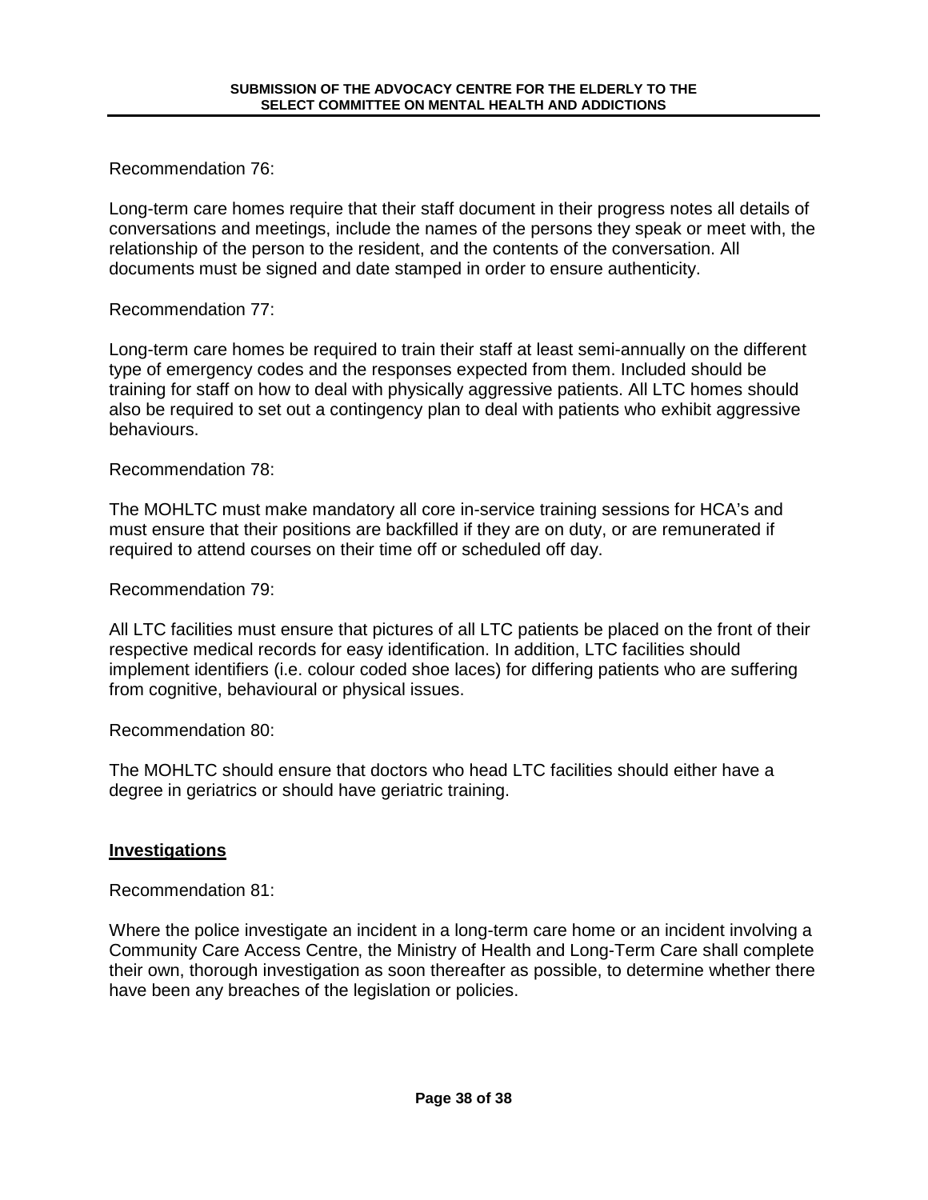Recommendation 76:

Long-term care homes require that their staff document in their progress notes all details of conversations and meetings, include the names of the persons they speak or meet with, the relationship of the person to the resident, and the contents of the conversation. All documents must be signed and date stamped in order to ensure authenticity.

Recommendation 77:

Long-term care homes be required to train their staff at least semi-annually on the different type of emergency codes and the responses expected from them. Included should be training for staff on how to deal with physically aggressive patients. All LTC homes should also be required to set out a contingency plan to deal with patients who exhibit aggressive behaviours.

Recommendation 78:

The MOHLTC must make mandatory all core in-service training sessions for HCA's and must ensure that their positions are backfilled if they are on duty, or are remunerated if required to attend courses on their time off or scheduled off day.

Recommendation 79:

All LTC facilities must ensure that pictures of all LTC patients be placed on the front of their respective medical records for easy identification. In addition, LTC facilities should implement identifiers (i.e. colour coded shoe laces) for differing patients who are suffering from cognitive, behavioural or physical issues.

Recommendation 80:

The MOHLTC should ensure that doctors who head LTC facilities should either have a degree in geriatrics or should have geriatric training.

## Investigations

Recommendation 81:

Where the police investigate an incident in a long-term care home or an incident involving a Community Care Access Centre, the Ministry of Health and Long-Term Care shall complete their own, thorough investigation as soon thereafter as possible, to determine whether there have been any breaches of the legislation or policies.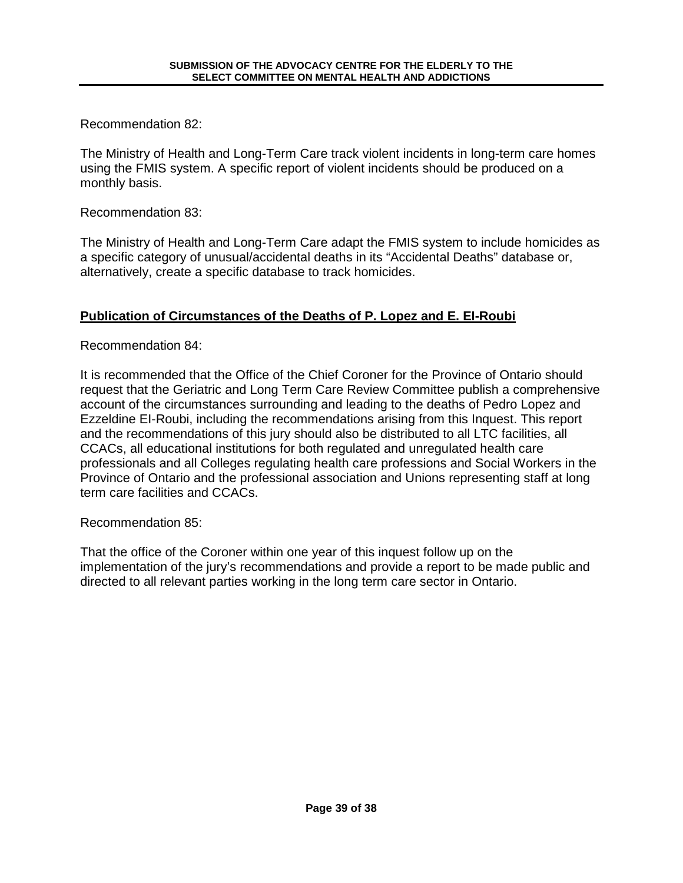Recommendation 82:

The Ministry of Health and Long-Term Care track violent incidents in long-term care homes using the FMIS system. A specific report of violent incidents should be produced on a monthly basis.

Recommendation 83:

The Ministry of Health and Long-Term Care adapt the FMIS system to include homicides as a specific category of unusual/accidental deaths in its "Accidental Deaths" database or, alternatively, create a specific database to track homicides.

## Publication of Circumstances of the Deaths of P. Lopez and E. El-Roubi

Recommendation 84:

It is recommended that the Office of the Chief Coroner for the Province of Ontario should request that the Geriatric and Long Term Care Review Committee publish a comprehensive account of the circumstances surrounding and leading to the deaths of Pedro Lopez and Ezzeldine El-Roubi, including the recommendations arising from this Inquest. This report and the recommendations of this jury should also be distributed to all LTC facilities, all CCACs, all educational institutions for both regulated and unregulated health care professionals and all Colleges regulating health care professions and Social Workers in the Province of Ontario and the professional association and Unions representing staff at long term care facilities and CCACs.

Recommendation 85:

That the office of the Coroner within one year of this inquest follow up on the implementation of the jury's recommendations and provide a report to be made public and directed to all relevant parties working in the long term care sector in Ontario.